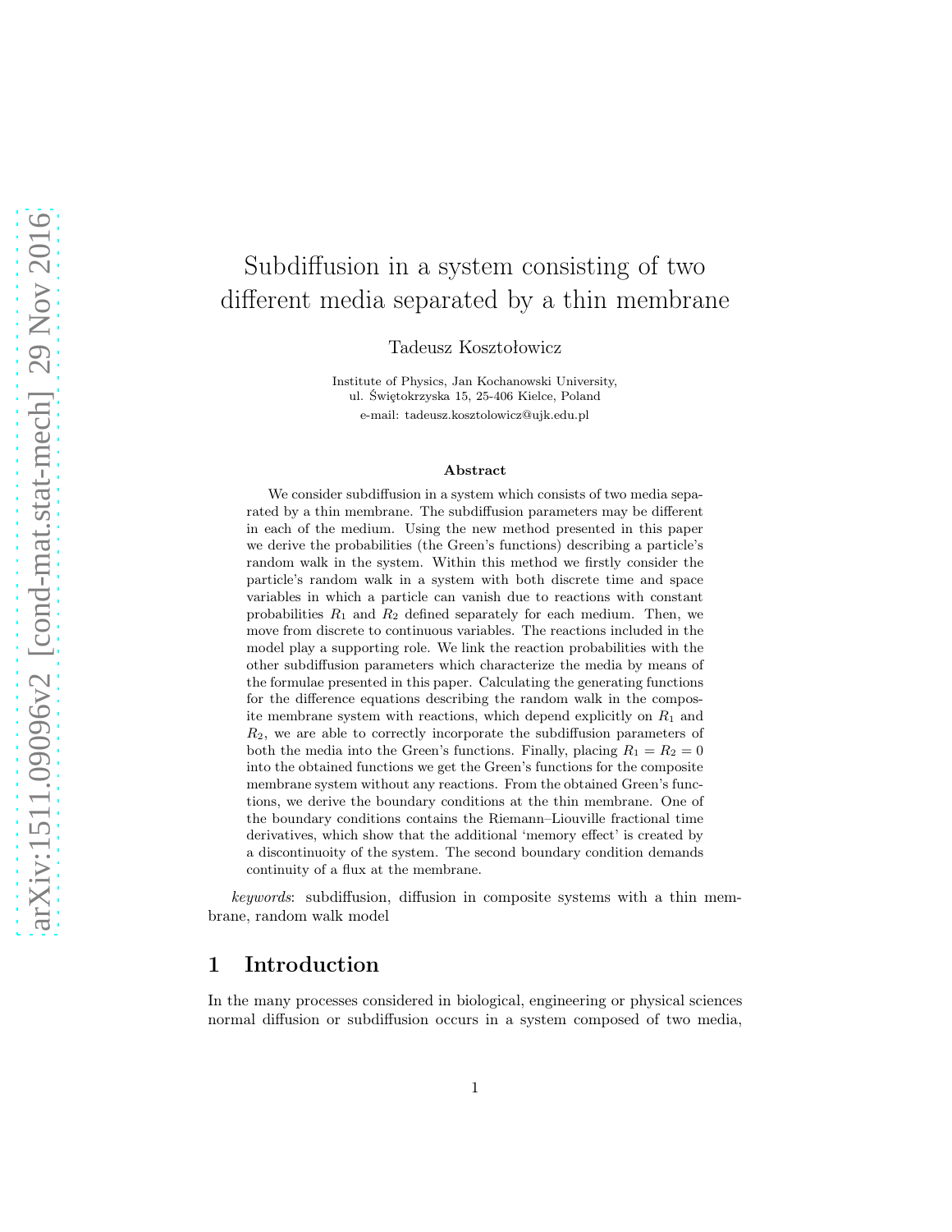# Subdiffusion in a system consisting of two different media separated by a thin membrane

Tadeusz Kosztołowicz

Institute of Physics, Jan Kochanowski University,
ul. Świętokrzyska 15, 25-406 Kielce, Poland
e-mail: tadeusz.kosztolowicz@ujk.edu.pl

### Abstract

We consider subdiffusion in a system which consists of two media separated by a thin membrane. The subdiffusion parameters may be different in each of the medium. Using the new method presented in this paper we derive the probabilities (the Green's functions) describing a particle's random walk in the system. Within this method we firstly consider the particle's random walk in a system with both discrete time and space variables in which a particle can vanish due to reactions with constant probabilities $R_1$ and $R_2$ defined separately for each medium. Then, we move from discrete to continuous variables. The reactions included in the model play a supporting role. We link the reaction probabilities with the other subdiffusion parameters which characterize the media by means of the formulae presented in this paper. Calculating the generating functions for the difference equations describing the random walk in the composite membrane system with reactions, which depend explicitly on $R_1$ and $R_2$, we are able to correctly incorporate the subdiffusion parameters of both the media into the Green's functions. Finally, placing $R_1 = R_2 = 0$ into the obtained functions we get the Green's functions for the composite membrane system without any reactions. From the obtained Green's functions, we derive the boundary conditions at the thin membrane. One of the boundary conditions contains the Riemann–Liouville fractional time derivatives, which show that the additional 'memory effect' is created by a discontinuoity of the system. The second boundary condition demands continuity of a flux at the membrane.

*keywords*: subdiffusion, diffusion in composite systems with a thin membrane, random walk model

## 1 Introduction

In the many processes considered in biological, engineering or physical sciences normal diffusion or subdiffusion occurs in a system composed of two media,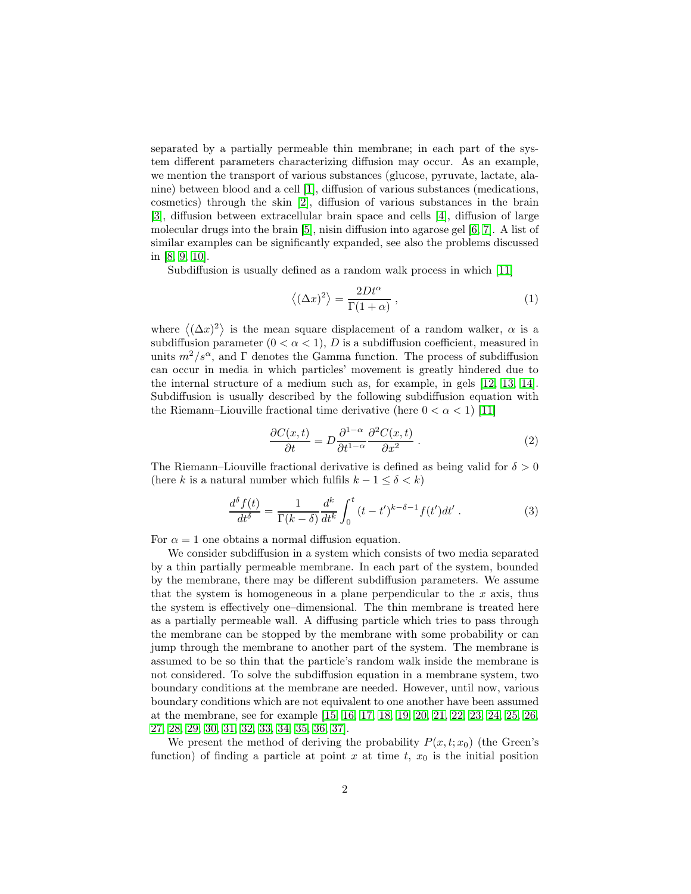separated by a partially permeable thin membrane; in each part of the system different parameters characterizing diffusion may occur. As an example, we mention the transport of various substances (glucose, pyruvate, lactate, alanine) between blood and a cell [1], diffusion of various substances (medications, cosmetics) through the skin [2], diffusion of various substances in the brain [3], diffusion between extracellular brain space and cells [4], diffusion of large molecular drugs into the brain [5], nisin diffusion into agarose gel [6, 7]. A list of similar examples can be significantly expanded, see also the problems discussed in [8, 9, 10].

Subdiffusion is usually defined as a random walk process in which [11]

$$\left\langle (\Delta x)^2 \right\rangle = \frac{2Dt^\alpha}{\Gamma(1+\alpha)} \;, \tag{1}$$

where $\left\langle (\Delta x)^2 \right\rangle$ is the mean square displacement of a random walker, $\alpha$ is a subdiffusion parameter ($0 < \alpha < 1$), $D$ is a subdiffusion coefficient, measured in units $m^2/s^\alpha$, and $\Gamma$ denotes the Gamma function. The process of subdiffusion can occur in media in which particles' movement is greatly hindered due to the internal structure of a medium such as, for example, in gels [12, 13, 14]. Subdiffusion is usually described by the following subdiffusion equation with the Riemann–Liouville fractional time derivative (here $0 < \alpha < 1$) [11]

$$\frac{\partial C(x,t)}{\partial t} = D \frac{\partial^{1-\alpha}}{\partial t^{1-\alpha}} \frac{\partial^2 C(x,t)}{\partial x^2} \;. \tag{2}$$

The Riemann–Liouville fractional derivative is defined as being valid for $\delta > 0$ (here $k$ is a natural number which fulfils $k - 1 \leq \delta < k$)

$$\frac{d^\delta f(t)}{dt^\delta} = \frac{1}{\Gamma(k-\delta)} \frac{d^k}{dt^k} \int_0^t (t-t')^{k-\delta-1} f(t') dt' \;. \tag{3}$$

For $\alpha = 1$ one obtains a normal diffusion equation.

We consider subdiffusion in a system which consists of two media separated by a thin partially permeable membrane. In each part of the system, bounded by the membrane, there may be different subdiffusion parameters. We assume that the system is homogeneous in a plane perpendicular to the $x$ axis, thus the system is effectively one–dimensional. The thin membrane is treated here as a partially permeable wall. A diffusing particle which tries to pass through the membrane can be stopped by the membrane with some probability or can jump through the membrane to another part of the system. The membrane is assumed to be so thin that the particle's random walk inside the membrane is not considered. To solve the subdiffusion equation in a membrane system, two boundary conditions at the membrane are needed. However, until now, various boundary conditions which are not equivalent to one another have been assumed at the membrane, see for example [15, 16, 17, 18, 19, 20, 21, 22, 23, 24, 25, 26, 27, 28, 29, 30, 31, 32, 33, 34, 35, 36, 37].

We present the method of deriving the probability $P(x, t; x_0)$ (the Green's function) of finding a particle at point $x$ at time $t$, $x_0$ is the initial position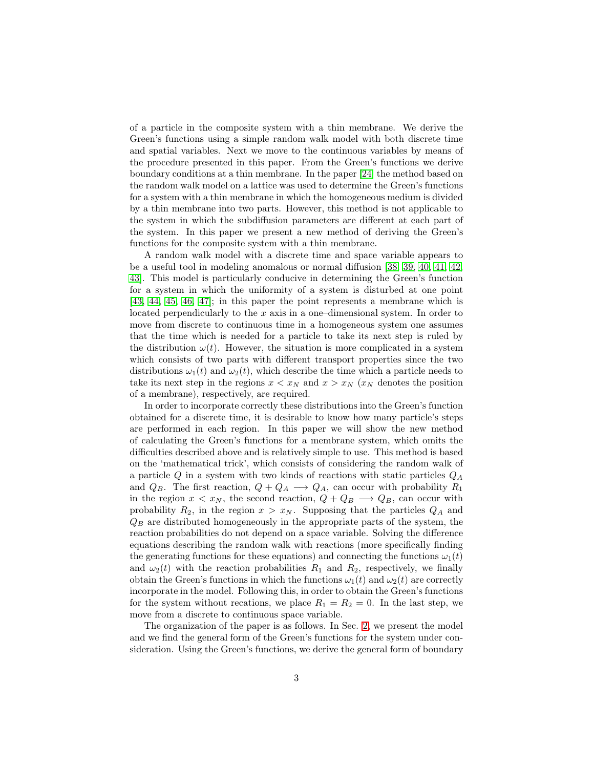of a particle in the composite system with a thin membrane. We derive the Green's functions using a simple random walk model with both discrete time and spatial variables. Next we move to the continuous variables by means of the procedure presented in this paper. From the Green's functions we derive boundary conditions at a thin membrane. In the paper [24] the method based on the random walk model on a lattice was used to determine the Green's functions for a system with a thin membrane in which the homogeneous medium is divided by a thin membrane into two parts. However, this method is not applicable to the system in which the subdiffusion parameters are different at each part of the system. In this paper we present a new method of deriving the Green's functions for the composite system with a thin membrane.

A random walk model with a discrete time and space variable appears to be a useful tool in modeling anomalous or normal diffusion [38, 39, 40, 41, 42, 43]. This model is particularly conducive in determining the Green's function for a system in which the uniformity of a system is disturbed at one point [43, 44, 45, 46, 47]; in this paper the point represents a membrane which is located perpendicularly to the $x$ axis in a one–dimensional system. In order to move from discrete to continuous time in a homogeneous system one assumes that the time which is needed for a particle to take its next step is ruled by the distribution $\omega(t)$. However, the situation is more complicated in a system which consists of two parts with different transport properties since the two distributions $\omega_1(t)$ and $\omega_2(t)$, which describe the time which a particle needs to take its next step in the regions $x < x_N$ and $x > x_N$ ($x_N$ denotes the position of a membrane), respectively, are required.

In order to incorporate correctly these distributions into the Green's function obtained for a discrete time, it is desirable to know how many particle's steps are performed in each region. In this paper we will show the new method of calculating the Green's functions for a membrane system, which omits the difficulties described above and is relatively simple to use. This method is based on the 'mathematical trick', which consists of considering the random walk of a particle $Q$ in a system with two kinds of reactions with static particles $Q_A$ and $Q_B$. The first reaction, $Q + Q_A \longrightarrow Q_A$, can occur with probability $R_1$ in the region $x < x_N$, the second reaction, $Q + Q_B \longrightarrow Q_B$, can occur with probability $R_2$, in the region $x > x_N$. Supposing that the particles $Q_A$ and $Q_B$ are distributed homogeneously in the appropriate parts of the system, the reaction probabilities do not depend on a space variable. Solving the difference equations describing the random walk with reactions (more specifically finding the generating functions for these equations) and connecting the functions $\omega_1(t)$ and $\omega_2(t)$ with the reaction probabilities $R_1$ and $R_2$, respectively, we finally obtain the Green's functions in which the functions $\omega_1(t)$ and $\omega_2(t)$ are correctly incorporate in the model. Following this, in order to obtain the Green's functions for the system without recations, we place $R_1 = R_2 = 0$. In the last step, we move from a discrete to continuous space variable.

The organization of the paper is as follows. In Sec. 2, we present the model and we find the general form of the Green's functions for the system under consideration. Using the Green's functions, we derive the general form of boundary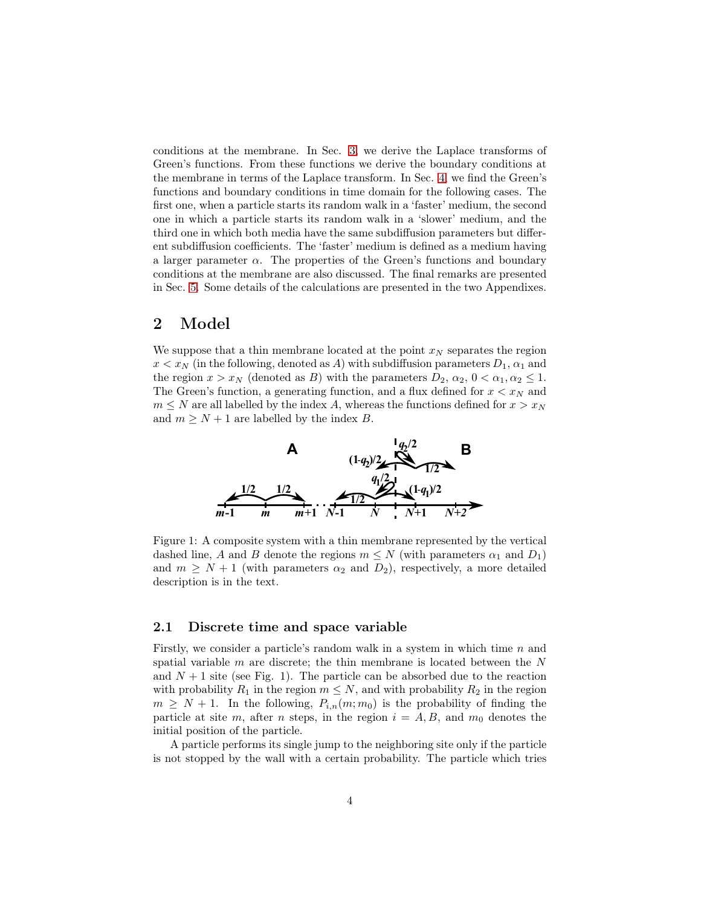conditions at the membrane. In Sec. 3, we derive the Laplace transforms of Green's functions. From these functions we derive the boundary conditions at the membrane in terms of the Laplace transform. In Sec. 4, we find the Green's functions and boundary conditions in time domain for the following cases. The first one, when a particle starts its random walk in a 'faster' medium, the second one in which a particle starts its random walk in a 'slower' medium, and the third one in which both media have the same subdiffusion parameters but different subdiffusion coefficients. The 'faster' medium is defined as a medium having a larger parameter $\alpha$. The properties of the Green's functions and boundary conditions at the membrane are also discussed. The final remarks are presented in Sec. 5. Some details of the calculations are presented in the two Appendixes.

## 2 Model

We suppose that a thin membrane located at the point $x_N$ separates the region $x < x_N$ (in the following, denoted as $A$) with subdiffusion parameters $D_1$, $\alpha_1$ and the region $x > x_N$ (denoted as $B$) with the parameters $D_2$, $\alpha_2$, $0 < \alpha_1, \alpha_2 \leq 1$. The Green's function, a generating function, and a flux defined for $x < x_N$ and $m \leq N$ are all labelled by the index $A$, whereas the functions defined for $x > x_N$ and $m \geq N+1$ are labelled by the index $B$.

Figure 1: A composite system with a thin membrane represented by the vertical dashed line, $A$ and $B$ denote the regions $m \leq N$ (with parameters $\alpha_1$ and $D_1$) and $m \geq N+1$ (with parameters $\alpha_2$ and $D_2$), respectively, a more detailed description is in the text.

### 2.1 Discrete time and space variable

Firstly, we consider a particle's random walk in a system in which time $n$ and spatial variable $m$ are discrete; the thin membrane is located between the $N$ and $N+1$ site (see Fig. 1). The particle can be absorbed due to the reaction with probability $R_1$ in the region $m \leq N$, and with probability $R_2$ in the region $m \geq N+1$. In the following, $P_{i,n}(m; m_0)$ is the probability of finding the particle at site $m$, after $n$ steps, in the region $i = A, B$, and $m_0$ denotes the initial position of the particle.

A particle performs its single jump to the neighboring site only if the particle is not stopped by the wall with a certain probability. The particle which tries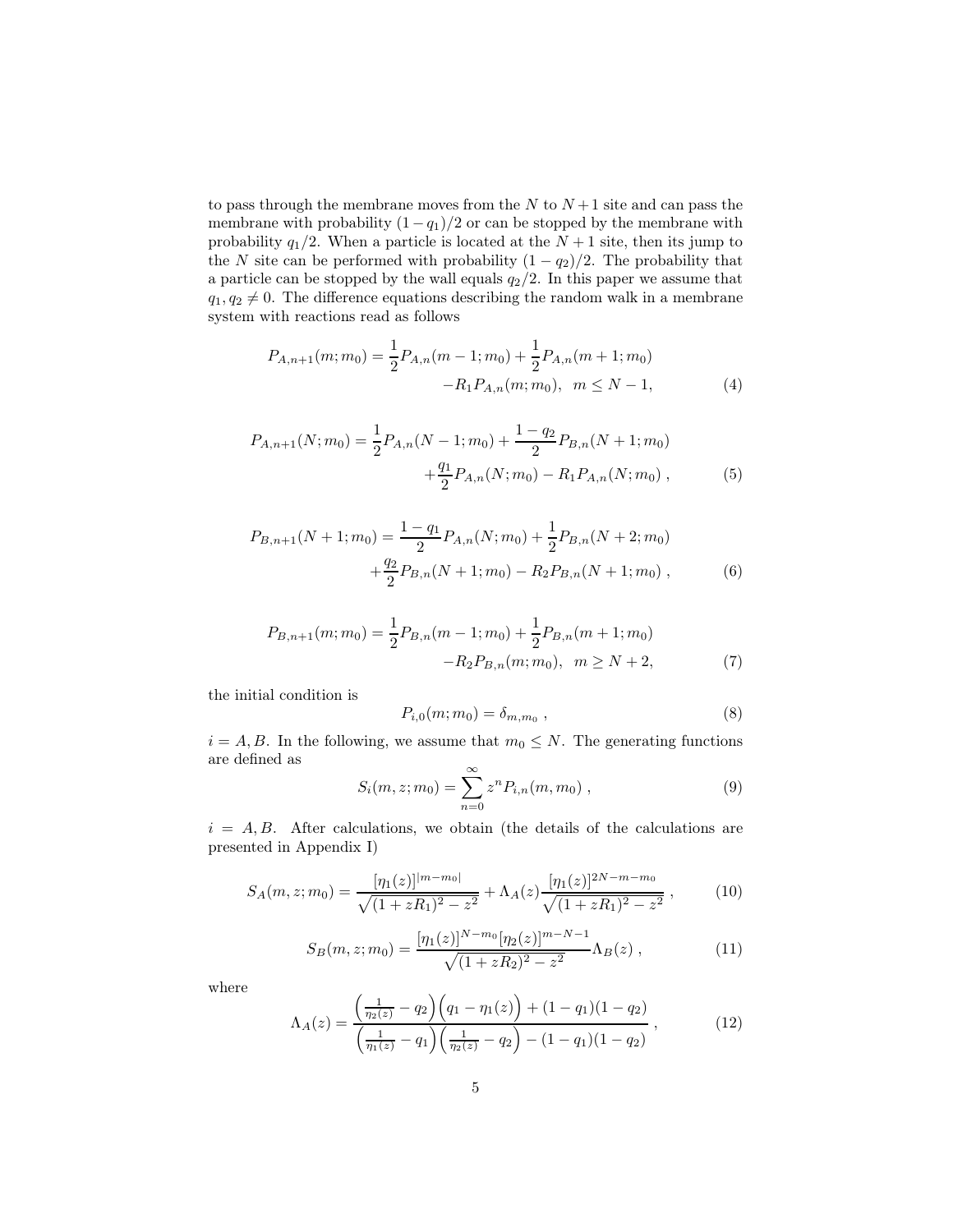to pass through the membrane moves from the $N$ to $N+1$ site and can pass the membrane with probability $(1-q_1)/2$ or can be stopped by the membrane with probability $q_1/2$. When a particle is located at the $N+1$ site, then its jump to the $N$ site can be performed with probability $(1-q_2)/2$. The probability that a particle can be stopped by the wall equals $q_2/2$. In this paper we assume that $q_1, q_2 \neq 0$. The difference equations describing the random walk in a membrane system with reactions read as follows

$$P_{A,n+1}(m;m_0) = \frac{1}{2}P_{A,n}(m-1;m_0) + \frac{1}{2}P_{A,n}(m+1;m_0) - R_1 P_{A,n}(m;m_0), \quad m \leq N-1, \tag{4}$$

$$P_{A,n+1}(N;m_0) = \frac{1}{2}P_{A,n}(N-1;m_0) + \frac{1-q_2}{2}P_{B,n}(N+1;m_0) + \frac{q_1}{2}P_{A,n}(N;m_0) - R_1 P_{A,n}(N;m_0)\ , \tag{5}$$

$$P_{B,n+1}(N+1;m_0) = \frac{1-q_1}{2}P_{A,n}(N;m_0) + \frac{1}{2}P_{B,n}(N+2;m_0) + \frac{q_2}{2}P_{B,n}(N+1;m_0) - R_2 P_{B,n}(N+1;m_0)\ , \tag{6}$$

$$P_{B,n+1}(m;m_0) = \frac{1}{2}P_{B,n}(m-1;m_0) + \frac{1}{2}P_{B,n}(m+1;m_0) - R_2 P_{B,n}(m;m_0), \quad m \geq N+2, \tag{7}$$

the initial condition is

$$P_{i,0}(m;m_0) = \delta_{m,m_0}\ , \tag{8}$$

$i = A, B$. In the following, we assume that $m_0 \leq N$. The generating functions are defined as

$$S_i(m,z;m_0) = \sum_{n=0}^{\infty} z^n P_{i,n}(m,m_0)\ , \tag{9}$$

$i = A, B$. After calculations, we obtain (the details of the calculations are presented in Appendix I)

$$S_A(m,z;m_0) = \frac{[\eta_1(z)]^{|m-m_0|}}{\sqrt{(1+zR_1)^2 - z^2}} + \Lambda_A(z)\frac{[\eta_1(z)]^{2N-m-m_0}}{\sqrt{(1+zR_1)^2 - z^2}}\ , \tag{10}$$

$$S_B(m,z;m_0) = \frac{[\eta_1(z)]^{N-m_0}[\eta_2(z)]^{m-N-1}}{\sqrt{(1+zR_2)^2 - z^2}}\Lambda_B(z)\ , \tag{11}$$

where

$$\Lambda_A(z) = \frac{\left(\frac{1}{\eta_2(z)} - q_2\right)\left(q_1 - \eta_1(z)\right) + (1-q_1)(1-q_2)}{\left(\frac{1}{\eta_1(z)} - q_1\right)\left(\frac{1}{\eta_2(z)} - q_2\right) - (1-q_1)(1-q_2)}\ , \tag{12}$$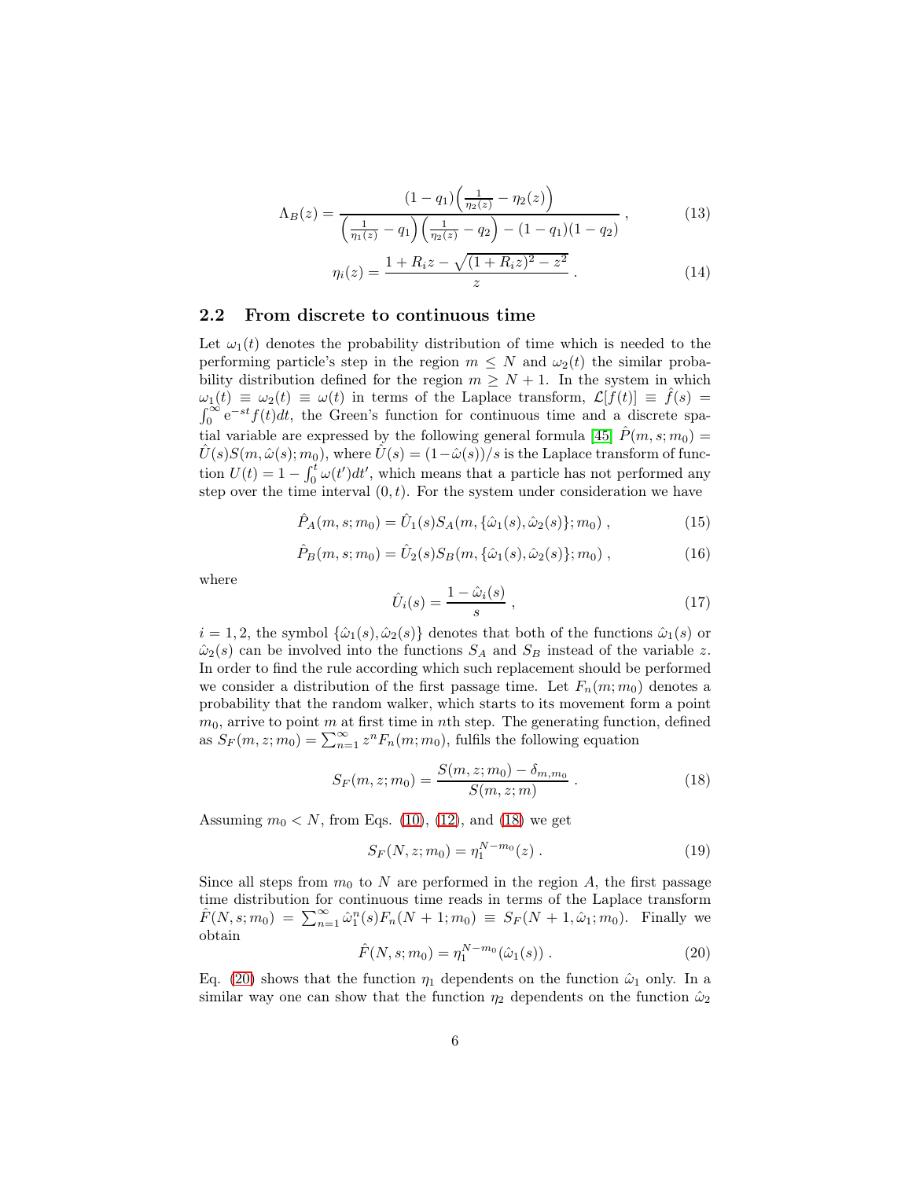$$\Lambda_B(z) = \frac{(1-q_1)\left(\frac{1}{\eta_2(z)} - \eta_2(z)\right)}{\left(\frac{1}{\eta_1(z)} - q_1\right)\left(\frac{1}{\eta_2(z)} - q_2\right) - (1-q_1)(1-q_2)} , \tag{13}$$

$$\eta_i(z) = \frac{1 + R_i z - \sqrt{(1+R_i z)^2 - z^2}}{z} . \tag{14}$$

## 2.2 From discrete to continuous time

Let $\omega_1(t)$ denotes the probability distribution of time which is needed to the performing particle's step in the region $m \leq N$ and $\omega_2(t)$ the similar probability distribution defined for the region $m \geq N+1$. In the system in which $\omega_1(t) \equiv \omega_2(t) \equiv \omega(t)$ in terms of the Laplace transform, $\mathcal{L}[f(t)] \equiv \hat{f}(s) = \int_0^\infty e^{-st} f(t) dt$, the Green's function for continuous time and a discrete spatial variable are expressed by the following general formula [45] $\hat{P}(m,s;m_0) = \hat{U}(s) S(m, \hat{\omega}(s); m_0)$, where $\hat{U}(s) = (1-\hat{\omega}(s))/s$ is the Laplace transform of function $U(t) = 1 - \int_0^t \omega(t')dt'$, which means that a particle has not performed any step over the time interval $(0,t)$. For the system under consideration we have

$$\hat{P}_A(m,s;m_0) = \hat{U}_1(s) S_A(m, \{\hat{\omega}_1(s), \hat{\omega}_2(s)\}; m_0) , \tag{15}$$

$$\hat{P}_B(m,s;m_0) = \hat{U}_2(s) S_B(m, \{\hat{\omega}_1(s), \hat{\omega}_2(s)\}; m_0) , \tag{16}$$

where

$$\hat{U}_i(s) = \frac{1 - \hat{\omega}_i(s)}{s} , \tag{17}$$

$i = 1, 2$, the symbol $\{\hat{\omega}_1(s), \hat{\omega}_2(s)\}$ denotes that both of the functions $\hat{\omega}_1(s)$ or $\hat{\omega}_2(s)$ can be involved into the functions $S_A$ and $S_B$ instead of the variable $z$. In order to find the rule according which such replacement should be performed we consider a distribution of the first passage time. Let $F_n(m;m_0)$ denotes a probability that the random walker, which starts to its movement form a point $m_0$, arrive to point $m$ at first time in $n$th step. The generating function, defined as $S_F(m,z;m_0) = \sum_{n=1}^\infty z^n F_n(m;m_0)$, fulfils the following equation

$$S_F(m,z;m_0) = \frac{S(m,z;m_0) - \delta_{m,m_0}}{S(m,z;m)} . \tag{18}$$

Assuming $m_0 < N$, from Eqs. (10), (12), and (18) we get

$$S_F(N,z;m_0) = \eta_1^{N-m_0}(z) . \tag{19}$$

Since all steps from $m_0$ to $N$ are performed in the region $A$, the first passage time distribution for continuous time reads in terms of the Laplace transform $\hat{F}(N,s;m_0) = \sum_{n=1}^\infty \hat{\omega}_1^n(s) F_n(N+1;m_0) \equiv S_F(N+1, \hat{\omega}_1; m_0)$. Finally we obtain

$$\hat{F}(N,s;m_0) = \eta_1^{N-m_0}(\hat{\omega}_1(s)) . \tag{20}$$

Eq. (20) shows that the function $\eta_1$ dependents on the function $\hat{\omega}_1$ only. In a similar way one can show that the function $\eta_2$ dependents on the function $\hat{\omega}_2$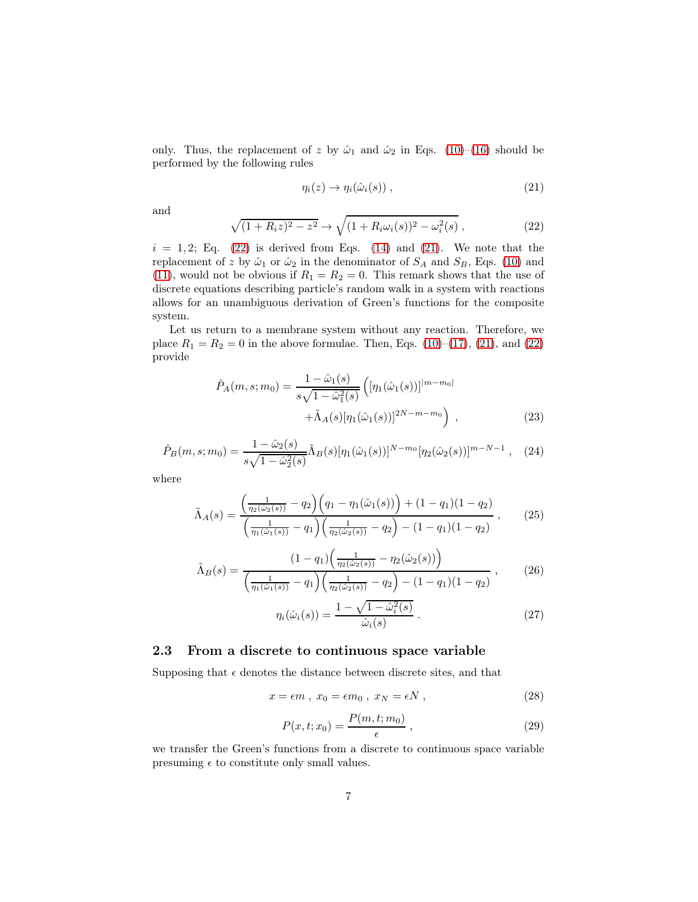only. Thus, the replacement of $z$ by $\hat{\omega}_1$ and $\hat{\omega}_2$ in Eqs. (10)–(16) should be performed by the following rules

$$\eta_i(z) \to \eta_i(\hat{\omega}_i(s)) \; , \tag{21}$$

and

$$\sqrt{(1+R_i z)^2 - z^2} \to \sqrt{(1+R_i\omega_i(s))^2 - \omega_i^2(s)} \; , \tag{22}$$

$i = 1, 2$; Eq. (22) is derived from Eqs. (14) and (21). We note that the replacement of $z$ by $\hat{\omega}_1$ or $\hat{\omega}_2$ in the denominator of $S_A$ and $S_B$, Eqs. (10) and (11), would not be obvious if $R_1 = R_2 = 0$. This remark shows that the use of discrete equations describing particle's random walk in a system with reactions allows for an unambiguous derivation of Green's functions for the composite system.

Let us return to a membrane system without any reaction. Therefore, we place $R_1 = R_2 = 0$ in the above formulae. Then, Eqs. (10)–(17), (21), and (22) provide

$$\hat{P}_A(m,s;m_0) = \frac{1-\hat{\omega}_1(s)}{s\sqrt{1-\hat{\omega}_1^2(s)}} \Big( [\eta_1(\hat{\omega}_1(s))]^{|m-m_0|} + \tilde{\Lambda}_A(s)[\eta_1(\hat{\omega}_1(s))]^{2N-m-m_0} \Big) \; , \tag{23}$$

$$\hat{P}_B(m,s;m_0) = \frac{1-\hat{\omega}_2(s)}{s\sqrt{1-\hat{\omega}_2^2(s)}} \tilde{\Lambda}_B(s)[\eta_1(\hat{\omega}_1(s))]^{N-m_0}[\eta_2(\hat{\omega}_2(s))]^{m-N-1} \; , \tag{24}$$

where

$$\tilde{\Lambda}_A(s) = \frac{\Big(\frac{1}{\eta_2(\hat{\omega}_2(s))} - q_2\Big)\Big(q_1 - \eta_1(\hat{\omega}_1(s))\Big) + (1-q_1)(1-q_2)}{\Big(\frac{1}{\eta_1(\hat{\omega}_1(s))} - q_1\Big)\Big(\frac{1}{\eta_2(\hat{\omega}_2(s))} - q_2\Big) - (1-q_1)(1-q_2)} \; , \tag{25}$$

$$\tilde{\Lambda}_B(s) = \frac{(1-q_1)\Big(\frac{1}{\eta_2(\hat{\omega}_2(s))} - \eta_2(\hat{\omega}_2(s))\Big)}{\Big(\frac{1}{\eta_1(\hat{\omega}_1(s))} - q_1\Big)\Big(\frac{1}{\eta_2(\hat{\omega}_2(s))} - q_2\Big) - (1-q_1)(1-q_2)} \; , \tag{26}$$

$$\eta_i(\hat{\omega}_i(s)) = \frac{1-\sqrt{1-\hat{\omega}_i^2(s)}}{\hat{\omega}_i(s)} \; . \tag{27}$$

### 2.3 From a discrete to continuous space variable

Supposing that $\epsilon$ denotes the distance between discrete sites, and that

$$x = \epsilon m \; , \; x_0 = \epsilon m_0 \; , \; x_N = \epsilon N \; , \tag{28}$$

$$P(x,t;x_0) = \frac{P(m,t;m_0)}{\epsilon} \; , \tag{29}$$

we transfer the Green's functions from a discrete to continuous space variable presuming $\epsilon$ to constitute only small values.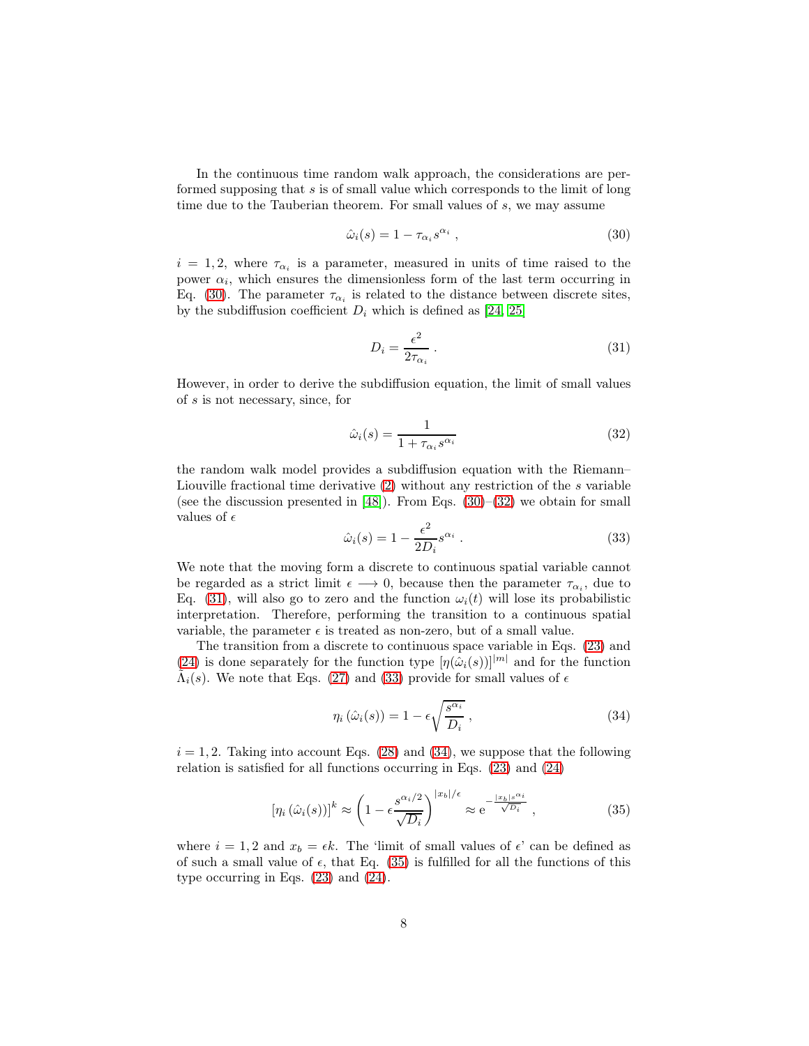In the continuous time random walk approach, the considerations are performed supposing that $s$ is of small value which corresponds to the limit of long time due to the Tauberian theorem. For small values of $s$, we may assume

$$\hat{\omega}_i(s) = 1 - \tau_{\alpha_i} s^{\alpha_i} \; , \tag{30}$$

$i = 1, 2$, where $\tau_{\alpha_i}$ is a parameter, measured in units of time raised to the power $\alpha_i$, which ensures the dimensionless form of the last term occurring in Eq. (30). The parameter $\tau_{\alpha_i}$ is related to the distance between discrete sites, by the subdiffusion coefficient $D_i$ which is defined as [24, 25]

$$D_i = \frac{\epsilon^2}{2\tau_{\alpha_i}} \; . \tag{31}$$

However, in order to derive the subdiffusion equation, the limit of small values of $s$ is not necessary, since, for

$$\hat{\omega}_i(s) = \frac{1}{1 + \tau_{\alpha_i} s^{\alpha_i}} \tag{32}$$

the random walk model provides a subdiffusion equation with the Riemann–Liouville fractional time derivative (2) without any restriction of the $s$ variable (see the discussion presented in [48]). From Eqs. (30)–(32) we obtain for small values of $\epsilon$

$$\hat{\omega}_i(s) = 1 - \frac{\epsilon^2}{2D_i} s^{\alpha_i} \; . \tag{33}$$

We note that the moving form a discrete to continuous spatial variable cannot be regarded as a strict limit $\epsilon \longrightarrow 0$, because then the parameter $\tau_{\alpha_i}$, due to Eq. (31), will also go to zero and the function $\omega_i(t)$ will lose its probabilistic interpretation. Therefore, performing the transition to a continuous spatial variable, the parameter $\epsilon$ is treated as non-zero, but of a small value.

The transition from a discrete to continuous space variable in Eqs. (23) and (24) is done separately for the function type $[\eta(\hat{\omega}_i(s))]^{|m|}$ and for the function $\hat{\Lambda}_i(s)$. We note that Eqs. (27) and (33) provide for small values of $\epsilon$

$$\eta_i\left(\hat{\omega}_i(s)\right) = 1 - \epsilon\sqrt{\frac{s^{\alpha_i}}{D_i}} \; , \tag{34}$$

$i = 1, 2$. Taking into account Eqs. (28) and (34), we suppose that the following relation is satisfied for all functions occurring in Eqs. (23) and (24)

$$\left[\eta_i\left(\hat{\omega}_i(s)\right)\right]^k \approx \left(1 - \epsilon\frac{s^{\alpha_i/2}}{\sqrt{D_i}}\right)^{|x_b|/\epsilon} \approx \mathrm{e}^{-\frac{|x_b| s^{\alpha_i}}{\sqrt{D_i}}} \; , \tag{35}$$

where $i = 1, 2$ and $x_b = \epsilon k$. The 'limit of small values of $\epsilon$' can be defined as of such a small value of $\epsilon$, that Eq. (35) is fulfilled for all the functions of this type occurring in Eqs. (23) and (24).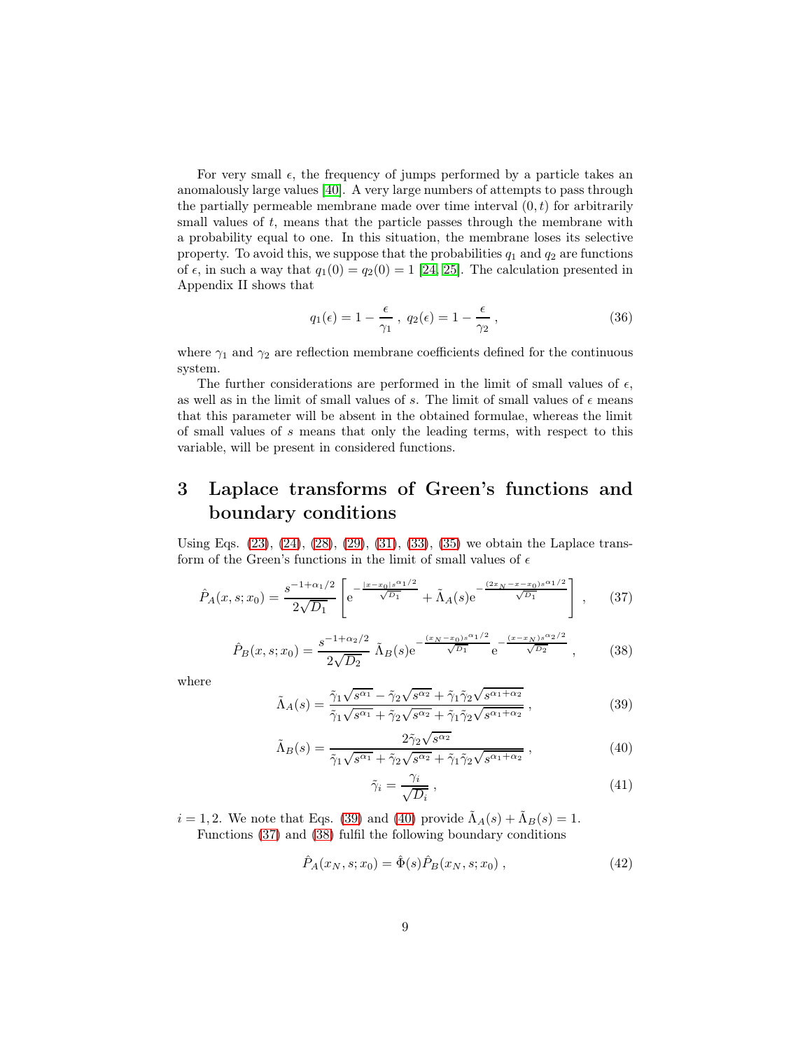For very small $\epsilon$, the frequency of jumps performed by a particle takes an anomalously large values [40]. A very large numbers of attempts to pass through the partially permeable membrane made over time interval $(0, t)$ for arbitrarily small values of $t$, means that the particle passes through the membrane with a probability equal to one. In this situation, the membrane loses its selective property. To avoid this, we suppose that the probabilities $q_1$ and $q_2$ are functions of $\epsilon$, in such a way that $q_1(0) = q_2(0) = 1$ [24, 25]. The calculation presented in Appendix II shows that

$$q_1(\epsilon) = 1 - \frac{\epsilon}{\gamma_1}\ ,\ q_2(\epsilon) = 1 - \frac{\epsilon}{\gamma_2}\ , \tag{36}$$

where $\gamma_1$ and $\gamma_2$ are reflection membrane coefficients defined for the continuous system.

The further considerations are performed in the limit of small values of $\epsilon$, as well as in the limit of small values of $s$. The limit of small values of $\epsilon$ means that this parameter will be absent in the obtained formulae, whereas the limit of small values of $s$ means that only the leading terms, with respect to this variable, will be present in considered functions.

# 3 Laplace transforms of Green's functions and boundary conditions

Using Eqs. (23), (24), (28), (29), (31), (33), (35) we obtain the Laplace transform of the Green's functions in the limit of small values of $\epsilon$

$$\hat{P}_A(x,s;x_0) = \frac{s^{-1+\alpha_1/2}}{2\sqrt{D_1}}\left[\mathrm{e}^{-\frac{|x-x_0|s^{\alpha_1/2}}{\sqrt{D_1}}} + \tilde{\Lambda}_A(s)\mathrm{e}^{-\frac{(2x_N-x-x_0)s^{\alpha_1/2}}{\sqrt{D_1}}}\right]\ , \tag{37}$$

$$\hat{P}_B(x,s;x_0) = \frac{s^{-1+\alpha_2/2}}{2\sqrt{D_2}}\ \tilde{\Lambda}_B(s)\mathrm{e}^{-\frac{(x_N-x_0)s^{\alpha_1/2}}{\sqrt{D_1}}}\ \mathrm{e}^{-\frac{(x-x_N)s^{\alpha_2/2}}{\sqrt{D_2}}}\ , \tag{38}$$

where

$$\tilde{\Lambda}_A(s) = \frac{\tilde{\gamma}_1\sqrt{s^{\alpha_1}} - \tilde{\gamma}_2\sqrt{s^{\alpha_2}} + \tilde{\gamma}_1\tilde{\gamma}_2\sqrt{s^{\alpha_1+\alpha_2}}}{\tilde{\gamma}_1\sqrt{s^{\alpha_1}} + \tilde{\gamma}_2\sqrt{s^{\alpha_2}} + \tilde{\gamma}_1\tilde{\gamma}_2\sqrt{s^{\alpha_1+\alpha_2}}}\ , \tag{39}$$

$$\tilde{\Lambda}_B(s) = \frac{2\tilde{\gamma}_2\sqrt{s^{\alpha_2}}}{\tilde{\gamma}_1\sqrt{s^{\alpha_1}} + \tilde{\gamma}_2\sqrt{s^{\alpha_2}} + \tilde{\gamma}_1\tilde{\gamma}_2\sqrt{s^{\alpha_1+\alpha_2}}}\ , \tag{40}$$

$$\tilde{\gamma}_i = \frac{\gamma_i}{\sqrt{D_i}}\ , \tag{41}$$

$i = 1, 2$. We note that Eqs. (39) and (40) provide $\tilde{\Lambda}_A(s) + \tilde{\Lambda}_B(s) = 1$.

Functions (37) and (38) fulfil the following boundary conditions

$$\hat{P}_A(x_N, s; x_0) = \hat{\Phi}(s)\hat{P}_B(x_N, s; x_0)\ , \tag{42}$$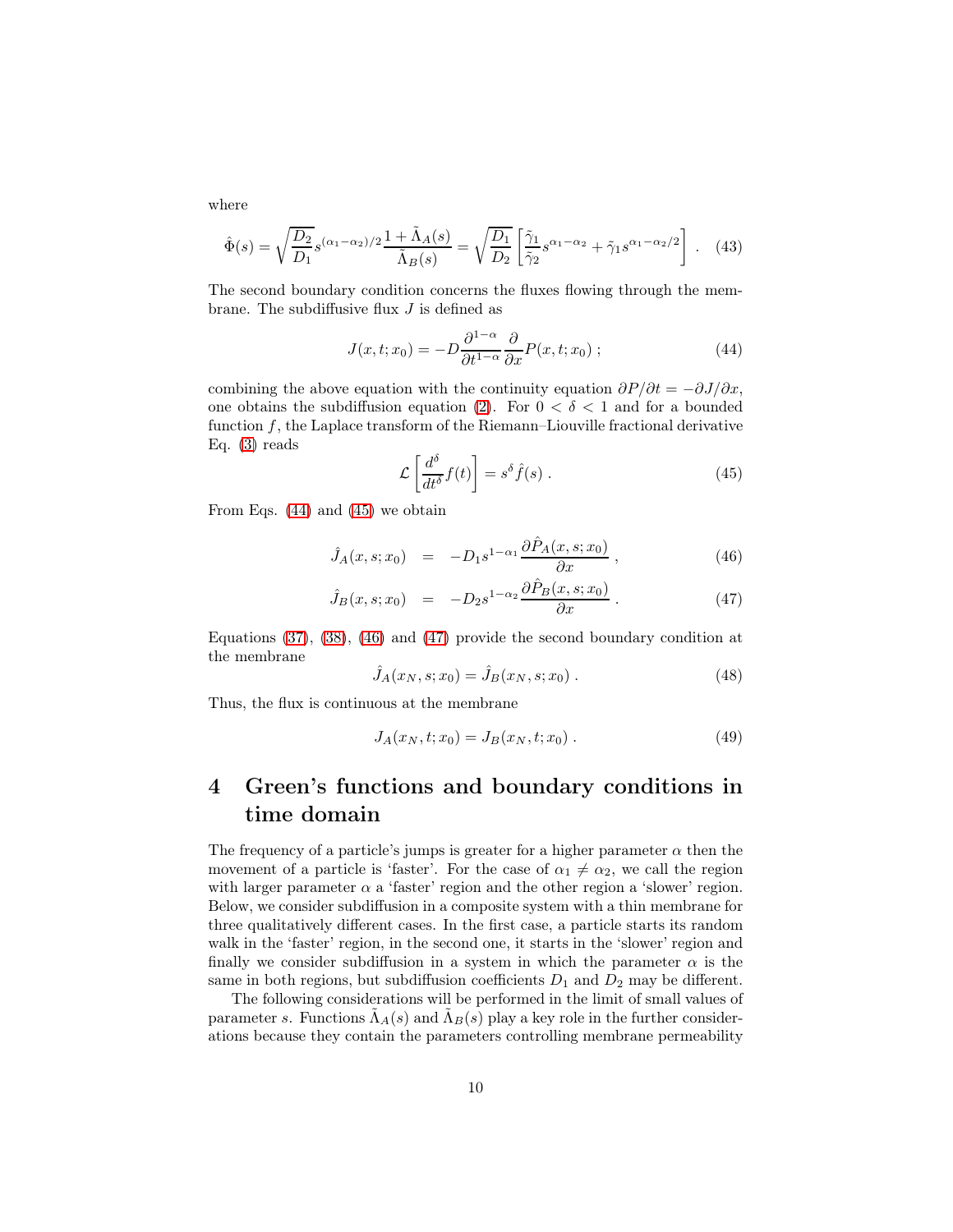where

$$\hat{\Phi}(s) = \sqrt{\frac{D_2}{D_1}} s^{(\alpha_1-\alpha_2)/2} \frac{1+\tilde{\Lambda}_A(s)}{\tilde{\Lambda}_B(s)} = \sqrt{\frac{D_1}{D_2}} \left[ \frac{\tilde{\gamma}_1}{\tilde{\gamma}_2} s^{\alpha_1-\alpha_2} + \tilde{\gamma}_1 s^{\alpha_1-\alpha_2/2} \right] . \quad (43)$$

The second boundary condition concerns the fluxes flowing through the membrane. The subdiffusive flux $J$ is defined as

$$J(x,t;x_0) = -D \frac{\partial^{1-\alpha}}{\partial t^{1-\alpha}} \frac{\partial}{\partial x} P(x,t;x_0) \; ; \quad (44)$$

combining the above equation with the continuity equation $\partial P/\partial t = -\partial J/\partial x$, one obtains the subdiffusion equation (2). For $0 < \delta < 1$ and for a bounded function $f$, the Laplace transform of the Riemann–Liouville fractional derivative Eq. (3) reads

$$\mathcal{L}\left[ \frac{d^\delta}{dt^\delta} f(t) \right] = s^\delta \hat{f}(s) \; . \quad (45)$$

From Eqs. (44) and (45) we obtain

$$\hat{J}_A(x,s;x_0) = -D_1 s^{1-\alpha_1} \frac{\partial \hat{P}_A(x,s;x_0)}{\partial x} \; , \quad (46)$$

$$\hat{J}_B(x,s;x_0) = -D_2 s^{1-\alpha_2} \frac{\partial \hat{P}_B(x,s;x_0)}{\partial x} \; . \quad (47)$$

Equations (37), (38), (46) and (47) provide the second boundary condition at the membrane

$$\hat{J}_A(x_N,s;x_0) = \hat{J}_B(x_N,s;x_0) \; . \quad (48)$$

Thus, the flux is continuous at the membrane

$$J_A(x_N,t;x_0) = J_B(x_N,t;x_0) \; . \quad (49)$$

# 4 Green's functions and boundary conditions in time domain

The frequency of a particle's jumps is greater for a higher parameter $\alpha$ then the movement of a particle is 'faster'. For the case of $\alpha_1 \neq \alpha_2$, we call the region with larger parameter $\alpha$ a 'faster' region and the other region a 'slower' region. Below, we consider subdiffusion in a composite system with a thin membrane for three qualitatively different cases. In the first case, a particle starts its random walk in the 'faster' region, in the second one, it starts in the 'slower' region and finally we consider subdiffusion in a system in which the parameter $\alpha$ is the same in both regions, but subdiffusion coefficients $D_1$ and $D_2$ may be different.

The following considerations will be performed in the limit of small values of parameter $s$. Functions $\tilde{\Lambda}_A(s)$ and $\tilde{\Lambda}_B(s)$ play a key role in the further considerations because they contain the parameters controlling membrane permeability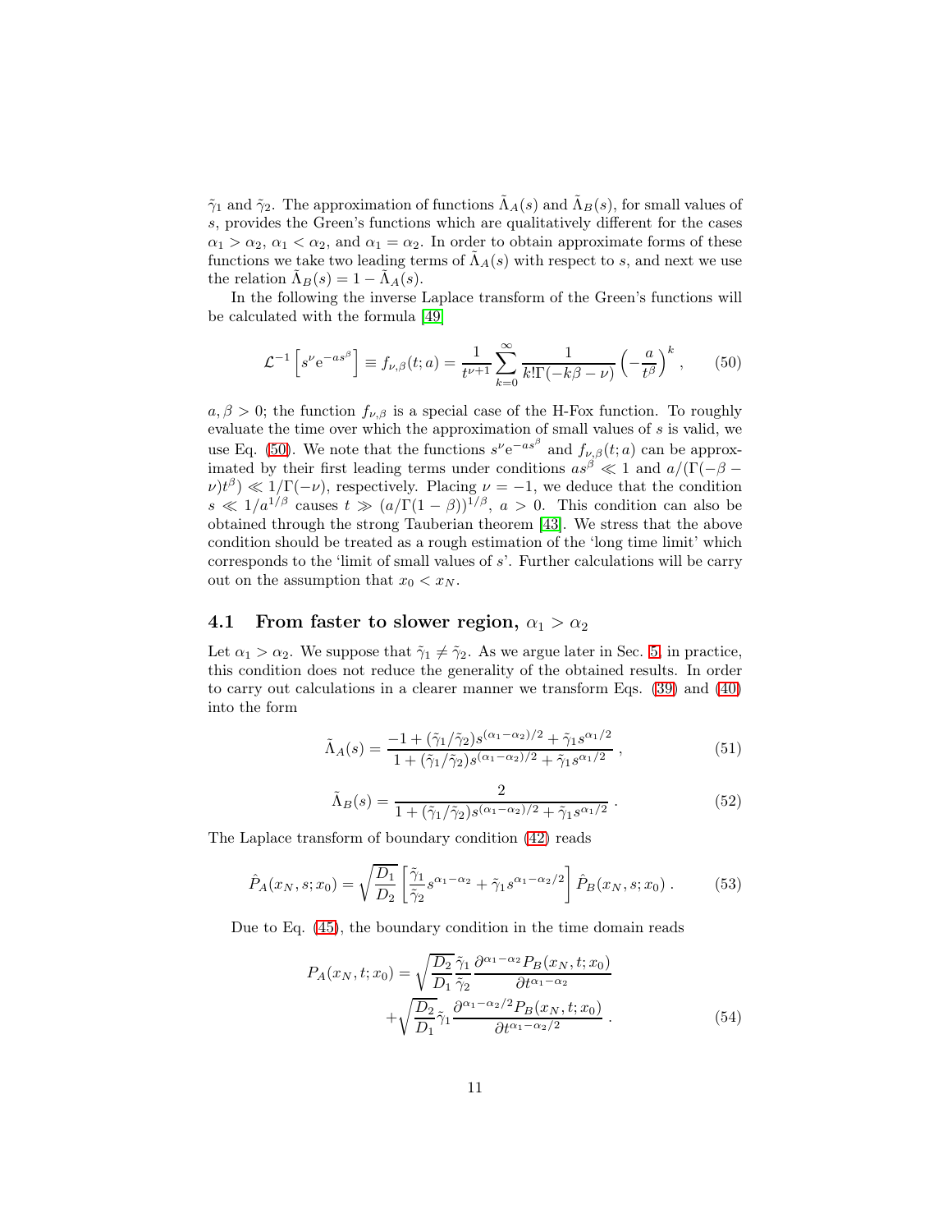$\tilde{\gamma}_1$ and $\tilde{\gamma}_2$. The approximation of functions $\tilde{\Lambda}_A(s)$ and $\tilde{\Lambda}_B(s)$, for small values of $s$, provides the Green's functions which are qualitatively different for the cases $\alpha_1 > \alpha_2$, $\alpha_1 < \alpha_2$, and $\alpha_1 = \alpha_2$. In order to obtain approximate forms of these functions we take two leading terms of $\tilde{\Lambda}_A(s)$ with respect to $s$, and next we use the relation $\tilde{\Lambda}_B(s) = 1 - \tilde{\Lambda}_A(s)$.

In the following the inverse Laplace transform of the Green's functions will be calculated with the formula [49]

$$\mathcal{L}^{-1}\left[s^{\nu}\mathrm{e}^{-as^{\beta}}\right] \equiv f_{\nu,\beta}(t;a) = \frac{1}{t^{\nu+1}}\sum_{k=0}^{\infty}\frac{1}{k!\Gamma(-k\beta-\nu)}\left(-\frac{a}{t^{\beta}}\right)^{k}, \qquad (50)$$

$a, \beta > 0$; the function $f_{\nu,\beta}$ is a special case of the H-Fox function. To roughly evaluate the time over which the approximation of small values of $s$ is valid, we use Eq. (50). We note that the functions $s^{\nu}\mathrm{e}^{-as^{\beta}}$ and $f_{\nu,\beta}(t;a)$ can be approximated by their first leading terms under conditions $as^{\beta} \ll 1$ and $a/(\Gamma(-\beta-\nu)t^{\beta}) \ll 1/\Gamma(-\nu)$, respectively. Placing $\nu = -1$, we deduce that the condition $s \ll 1/a^{1/\beta}$ causes $t \gg (a/\Gamma(1-\beta))^{1/\beta}$, $a > 0$. This condition can also be obtained through the strong Tauberian theorem [43]. We stress that the above condition should be treated as a rough estimation of the 'long time limit' which corresponds to the 'limit of small values of $s$'. Further calculations will be carry out on the assumption that $x_0 < x_N$.

## 4.1 From faster to slower region, $\alpha_1 > \alpha_2$

Let $\alpha_1 > \alpha_2$. We suppose that $\tilde{\gamma}_1 \neq \tilde{\gamma}_2$. As we argue later in Sec. 5, in practice, this condition does not reduce the generality of the obtained results. In order to carry out calculations in a clearer manner we transform Eqs. (39) and (40) into the form

$$\tilde{\Lambda}_A(s) = \frac{-1 + (\tilde{\gamma}_1/\tilde{\gamma}_2)s^{(\alpha_1-\alpha_2)/2} + \tilde{\gamma}_1 s^{\alpha_1/2}}{1 + (\tilde{\gamma}_1/\tilde{\gamma}_2)s^{(\alpha_1-\alpha_2)/2} + \tilde{\gamma}_1 s^{\alpha_1/2}}\,, \qquad (51)$$

$$\tilde{\Lambda}_B(s) = \frac{2}{1 + (\tilde{\gamma}_1/\tilde{\gamma}_2)s^{(\alpha_1-\alpha_2)/2} + \tilde{\gamma}_1 s^{\alpha_1/2}}\,. \qquad (52)$$

The Laplace transform of boundary condition (42) reads

$$\hat{P}_A(x_N, s; x_0) = \sqrt{\frac{D_1}{D_2}}\left[\frac{\tilde{\gamma}_1}{\tilde{\gamma}_2}s^{\alpha_1-\alpha_2} + \tilde{\gamma}_1 s^{\alpha_1-\alpha_2/2}\right]\hat{P}_B(x_N, s; x_0)\,. \qquad (53)$$

Due to Eq. (45), the boundary condition in the time domain reads

$$P_A(x_N, t; x_0) = \sqrt{\frac{D_2}{D_1}}\frac{\tilde{\gamma}_1}{\tilde{\gamma}_2}\frac{\partial^{\alpha_1-\alpha_2}P_B(x_N, t; x_0)}{\partial t^{\alpha_1-\alpha_2}} + \sqrt{\frac{D_2}{D_1}}\tilde{\gamma}_1\frac{\partial^{\alpha_1-\alpha_2/2}P_B(x_N, t; x_0)}{\partial t^{\alpha_1-\alpha_2/2}}\,. \qquad (54)$$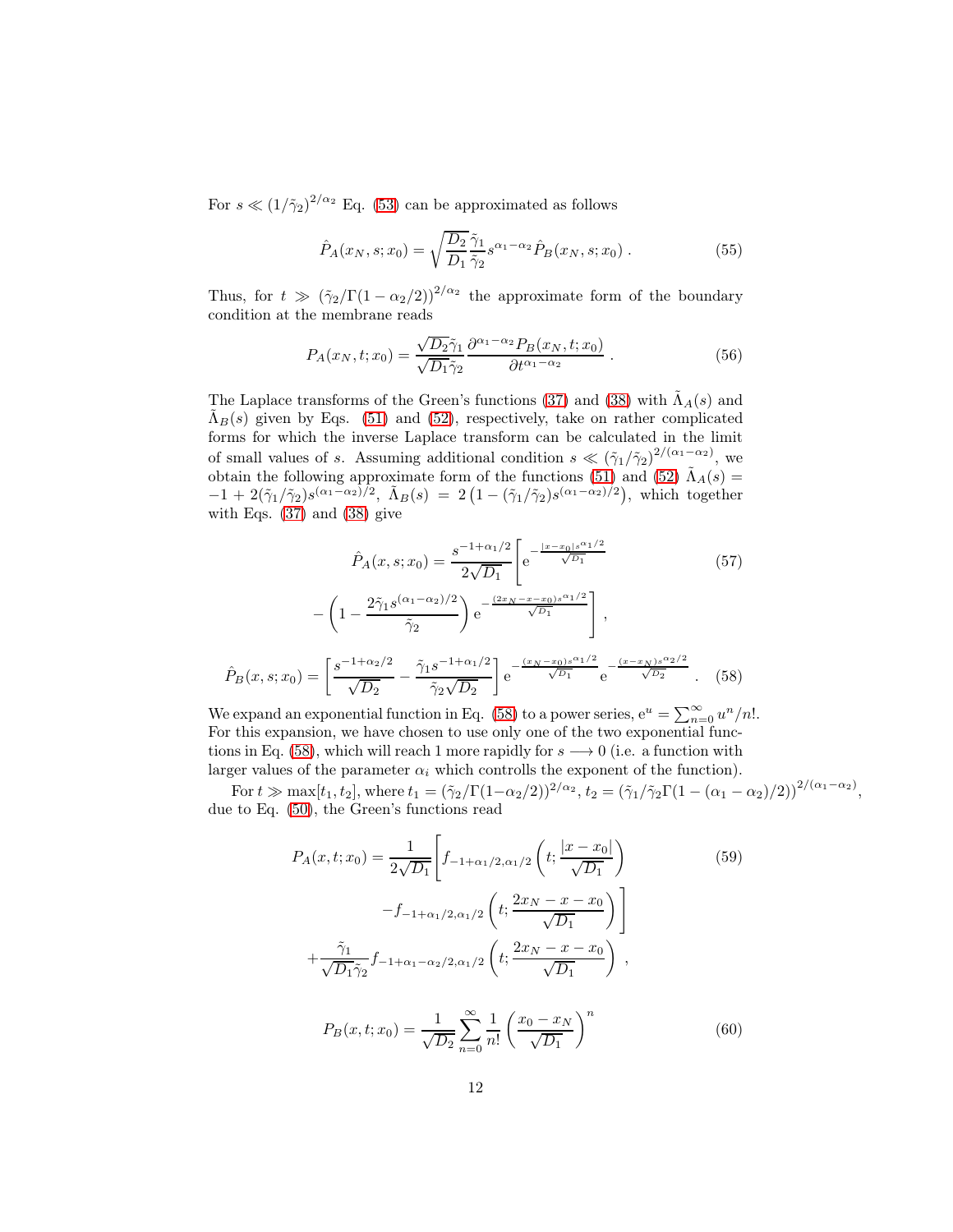For $s \ll (1/\tilde{\gamma}_2)^{2/\alpha_2}$ Eq. (53) can be approximated as follows

$$\hat{P}_A(x_N, s; x_0) = \sqrt{\frac{D_2}{D_1}}\frac{\tilde{\gamma}_1}{\tilde{\gamma}_2} s^{\alpha_1-\alpha_2}\hat{P}_B(x_N, s; x_0)\;. \tag{55}$$

Thus, for $t \gg (\tilde{\gamma}_2/\Gamma(1-\alpha_2/2))^{2/\alpha_2}$ the approximate form of the boundary condition at the membrane reads

$$P_A(x_N, t; x_0) = \frac{\sqrt{D_2}\tilde{\gamma}_1}{\sqrt{D_1}\tilde{\gamma}_2}\frac{\partial^{\alpha_1-\alpha_2}P_B(x_N, t; x_0)}{\partial t^{\alpha_1-\alpha_2}}\;. \tag{56}$$

The Laplace transforms of the Green's functions (37) and (38) with $\tilde{\Lambda}_A(s)$ and $\tilde{\Lambda}_B(s)$ given by Eqs. (51) and (52), respectively, take on rather complicated forms for which the inverse Laplace transform can be calculated in the limit of small values of $s$. Assuming additional condition $s \ll (\tilde{\gamma}_1/\tilde{\gamma}_2)^{2/(\alpha_1-\alpha_2)}$, we obtain the following approximate form of the functions (51) and (52) $\tilde{\Lambda}_A(s) = -1 + 2(\tilde{\gamma}_1/\tilde{\gamma}_2)s^{(\alpha_1-\alpha_2)/2}$, $\tilde{\Lambda}_B(s) = 2\left(1-(\tilde{\gamma}_1/\tilde{\gamma}_2)s^{(\alpha_1-\alpha_2)/2}\right)$, which together with Eqs. (37) and (38) give

$$\hat{P}_A(x, s; x_0) = \frac{s^{-1+\alpha_1/2}}{2\sqrt{D_1}}\left[\mathrm{e}^{-\frac{|x-x_0|s^{\alpha_1/2}}{\sqrt{D_1}}} - \left(1-\frac{2\tilde{\gamma}_1 s^{(\alpha_1-\alpha_2)/2}}{\tilde{\gamma}_2}\right)\mathrm{e}^{-\frac{(2x_N-x-x_0)s^{\alpha_1/2}}{\sqrt{D_1}}}\right], \tag{57}$$

$$\hat{P}_B(x, s; x_0) = \left[\frac{s^{-1+\alpha_2/2}}{\sqrt{D_2}} - \frac{\tilde{\gamma}_1 s^{-1+\alpha_1/2}}{\tilde{\gamma}_2\sqrt{D_2}}\right]\mathrm{e}^{-\frac{(x_N-x_0)s^{\alpha_1/2}}{\sqrt{D_1}}}\,\mathrm{e}^{-\frac{(x-x_N)s^{\alpha_2/2}}{\sqrt{D_2}}}\;. \tag{58}$$

We expand an exponential function in Eq. (58) to a power series, $\mathrm{e}^u = \sum_{n=0}^{\infty} u^n/n!$. For this expansion, we have chosen to use only one of the two exponential functions in Eq. (58), which will reach 1 more rapidly for $s \longrightarrow 0$ (i.e. a function with larger values of the parameter $\alpha_i$ which controlls the exponent of the function).

For $t \gg \max[t_1, t_2]$, where $t_1 = (\tilde{\gamma}_2/\Gamma(1-\alpha_2/2))^{2/\alpha_2}$, $t_2 = (\tilde{\gamma}_1/\tilde{\gamma}_2\Gamma(1-(\alpha_1-\alpha_2)/2))^{2/(\alpha_1-\alpha_2)}$, due to Eq. (50), the Green's functions read

$$P_A(x, t; x_0) = \frac{1}{2\sqrt{D_1}}\left[f_{-1+\alpha_1/2,\alpha_1/2}\left(t; \frac{|x-x_0|}{\sqrt{D_1}}\right) - f_{-1+\alpha_1/2,\alpha_1/2}\left(t; \frac{2x_N-x-x_0}{\sqrt{D_1}}\right)\right] + \frac{\tilde{\gamma}_1}{\sqrt{D_1}\tilde{\gamma}_2}f_{-1+\alpha_1-\alpha_2/2,\alpha_1/2}\left(t; \frac{2x_N-x-x_0}{\sqrt{D_1}}\right), \tag{59}$$

$$P_B(x, t; x_0) = \frac{1}{\sqrt{D_2}}\sum_{n=0}^{\infty}\frac{1}{n!}\left(\frac{x_0-x_N}{\sqrt{D_1}}\right)^n \tag{60}$$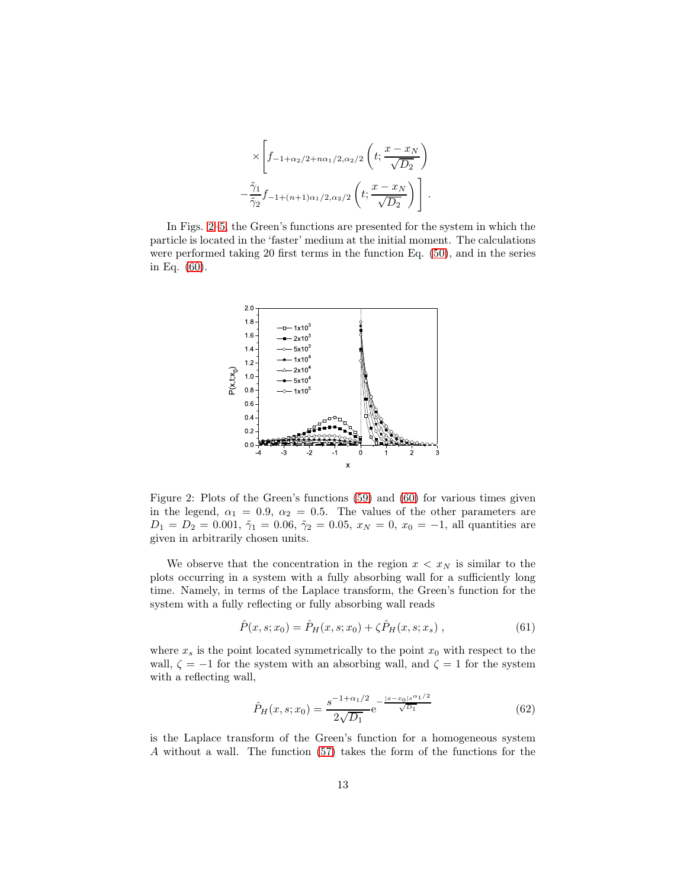$$\times\left[f_{-1+\alpha_2/2+n\alpha_1/2,\alpha_2/2}\left(t;\frac{x-x_N}{\sqrt{D_2}}\right)\right.$$
$$\left.-\frac{\tilde{\gamma}_1}{\tilde{\gamma}_2}f_{-1+(n+1)\alpha_1/2,\alpha_2/2}\left(t;\frac{x-x_N}{\sqrt{D_2}}\right)\right].$$

In Figs. 2–5, the Green's functions are presented for the system in which the particle is located in the 'faster' medium at the initial moment. The calculations were performed taking 20 first terms in the function Eq. (50), and in the series in Eq. (60).

Figure 2: Plots of the Green's functions (59) and (60) for various times given in the legend, $\alpha_1 = 0.9$, $\alpha_2 = 0.5$. The values of the other parameters are $D_1 = D_2 = 0.001$, $\tilde{\gamma}_1 = 0.06$, $\tilde{\gamma}_2 = 0.05$, $x_N = 0$, $x_0 = -1$, all quantities are given in arbitrarily chosen units.

We observe that the concentration in the region $x < x_N$ is similar to the plots occurring in a system with a fully absorbing wall for a sufficiently long time. Namely, in terms of the Laplace transform, the Green's function for the system with a fully reflecting or fully absorbing wall reads

$$\hat{P}(x,s;x_0) = \hat{P}_H(x,s;x_0) + \zeta\hat{P}_H(x,s;x_s)\;, \tag{61}$$

where $x_s$ is the point located symmetrically to the point $x_0$ with respect to the wall, $\zeta = -1$ for the system with an absorbing wall, and $\zeta = 1$ for the system with a reflecting wall,

$$\hat{P}_H(x,s;x_0) = \frac{s^{-1+\alpha_1/2}}{2\sqrt{D_1}}\mathrm{e}^{-\frac{|x-x_0|s^{\alpha_1/2}}{\sqrt{D_1}}} \tag{62}$$

is the Laplace transform of the Green's function for a homogeneous system $A$ without a wall. The function (57) takes the form of the functions for the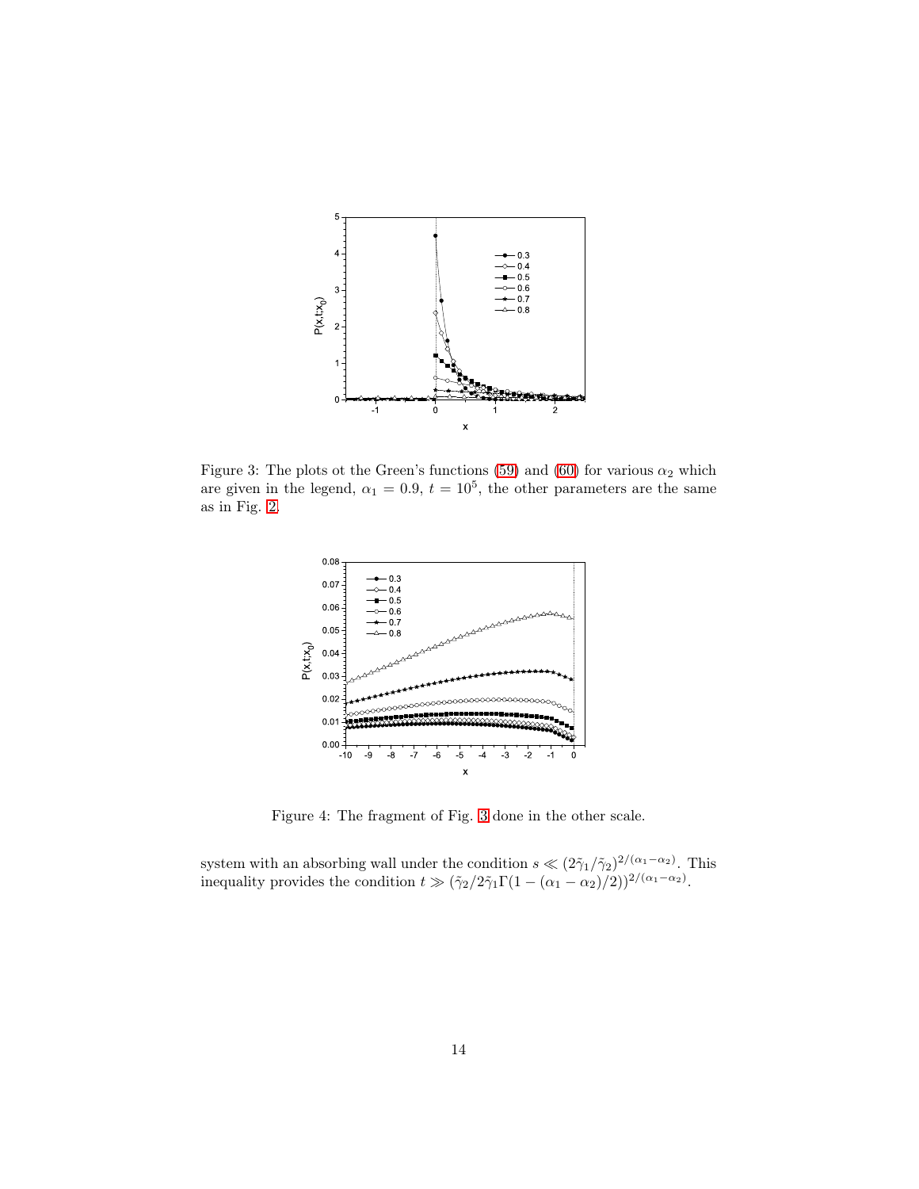Figure 3: The plots ot the Green's functions (59) and (60) for various $\alpha_2$ which are given in the legend, $\alpha_1 = 0.9$, $t = 10^5$, the other parameters are the same as in Fig. 2.

Figure 4: The fragment of Fig. 3 done in the other scale.

system with an absorbing wall under the condition $s \ll (2\tilde{\gamma}_1/\tilde{\gamma}_2)^{2/(\alpha_1-\alpha_2)}$. This inequality provides the condition $t \gg (\tilde{\gamma}_2/2\tilde{\gamma}_1\Gamma(1-(\alpha_1-\alpha_2)/2))^{2/(\alpha_1-\alpha_2)}$.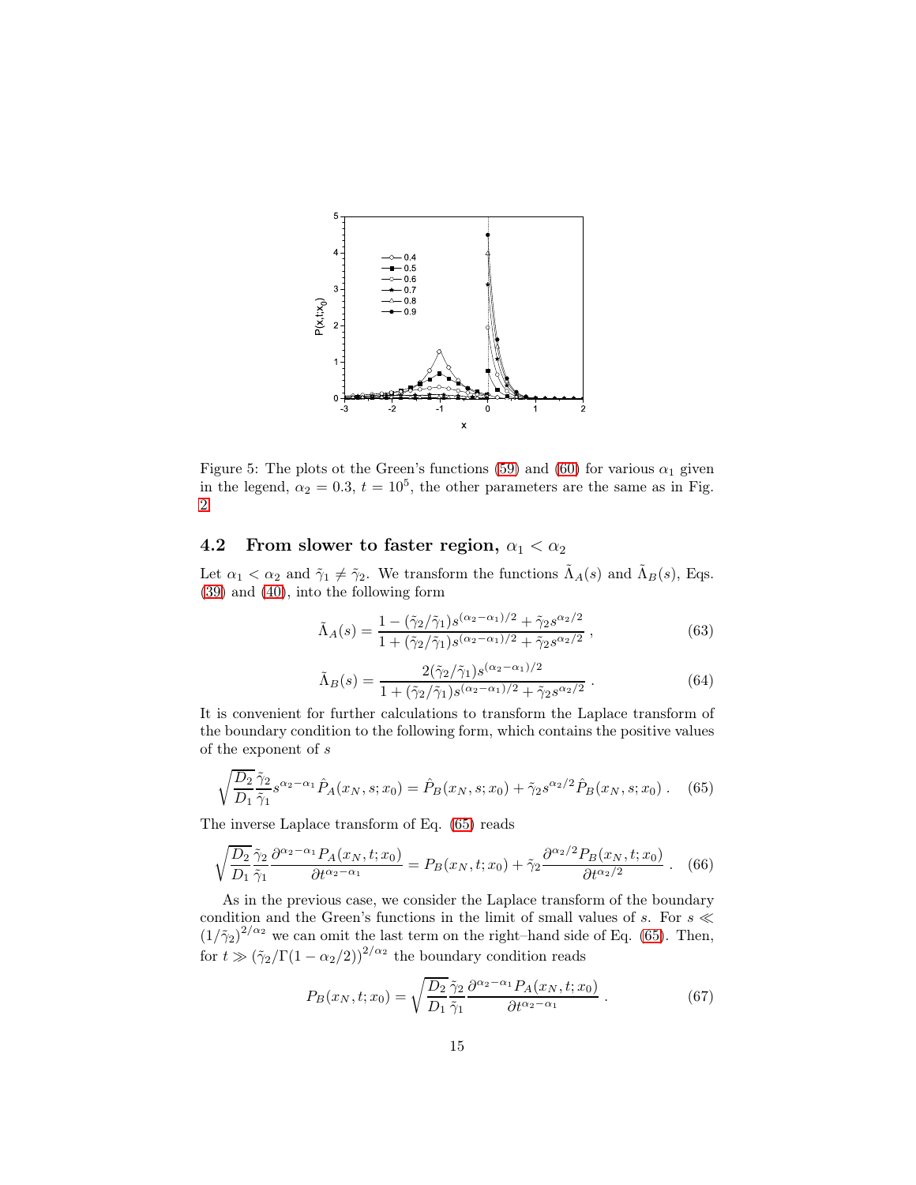Figure 5: The plots ot the Green's functions (59) and (60) for various $\alpha_1$ given in the legend, $\alpha_2 = 0.3$, $t = 10^5$, the other parameters are the same as in Fig. 2

### 4.2 From slower to faster region, $\alpha_1 < \alpha_2$

Let $\alpha_1 < \alpha_2$ and $\tilde{\gamma}_1 \neq \tilde{\gamma}_2$. We transform the functions $\tilde{\Lambda}_A(s)$ and $\tilde{\Lambda}_B(s)$, Eqs. (39) and (40), into the following form

$$\tilde{\Lambda}_A(s) = \frac{1 - (\tilde{\gamma}_2/\tilde{\gamma}_1)s^{(\alpha_2-\alpha_1)/2} + \tilde{\gamma}_2 s^{\alpha_2/2}}{1 + (\tilde{\gamma}_2/\tilde{\gamma}_1)s^{(\alpha_2-\alpha_1)/2} + \tilde{\gamma}_2 s^{\alpha_2/2}} \,, \tag{63}$$

$$\tilde{\Lambda}_B(s) = \frac{2(\tilde{\gamma}_2/\tilde{\gamma}_1)s^{(\alpha_2-\alpha_1)/2}}{1 + (\tilde{\gamma}_2/\tilde{\gamma}_1)s^{(\alpha_2-\alpha_1)/2} + \tilde{\gamma}_2 s^{\alpha_2/2}} \,. \tag{64}$$

It is convenient for further calculations to transform the Laplace transform of the boundary condition to the following form, which contains the positive values of the exponent of $s$

$$\sqrt{\frac{D_2}{D_1}}\frac{\tilde{\gamma}_2}{\tilde{\gamma}_1}s^{\alpha_2-\alpha_1}\hat{P}_A(x_N,s;x_0) = \hat{P}_B(x_N,s;x_0) + \tilde{\gamma}_2 s^{\alpha_2/2}\hat{P}_B(x_N,s;x_0) \,. \tag{65}$$

The inverse Laplace transform of Eq. (65) reads

$$\sqrt{\frac{D_2}{D_1}}\frac{\tilde{\gamma}_2}{\tilde{\gamma}_1}\frac{\partial^{\alpha_2-\alpha_1}P_A(x_N,t;x_0)}{\partial t^{\alpha_2-\alpha_1}} = P_B(x_N,t;x_0) + \tilde{\gamma}_2\frac{\partial^{\alpha_2/2}P_B(x_N,t;x_0)}{\partial t^{\alpha_2/2}} \,. \tag{66}$$

As in the previous case, we consider the Laplace transform of the boundary condition and the Green's functions in the limit of small values of $s$. For $s \ll (1/\tilde{\gamma}_2)^{2/\alpha_2}$ we can omit the last term on the right–hand side of Eq. (65). Then, for $t \gg (\tilde{\gamma}_2/\Gamma(1-\alpha_2/2))^{2/\alpha_2}$ the boundary condition reads

$$P_B(x_N,t;x_0) = \sqrt{\frac{D_2}{D_1}}\frac{\tilde{\gamma}_2}{\tilde{\gamma}_1}\frac{\partial^{\alpha_2-\alpha_1}P_A(x_N,t;x_0)}{\partial t^{\alpha_2-\alpha_1}} \,. \tag{67}$$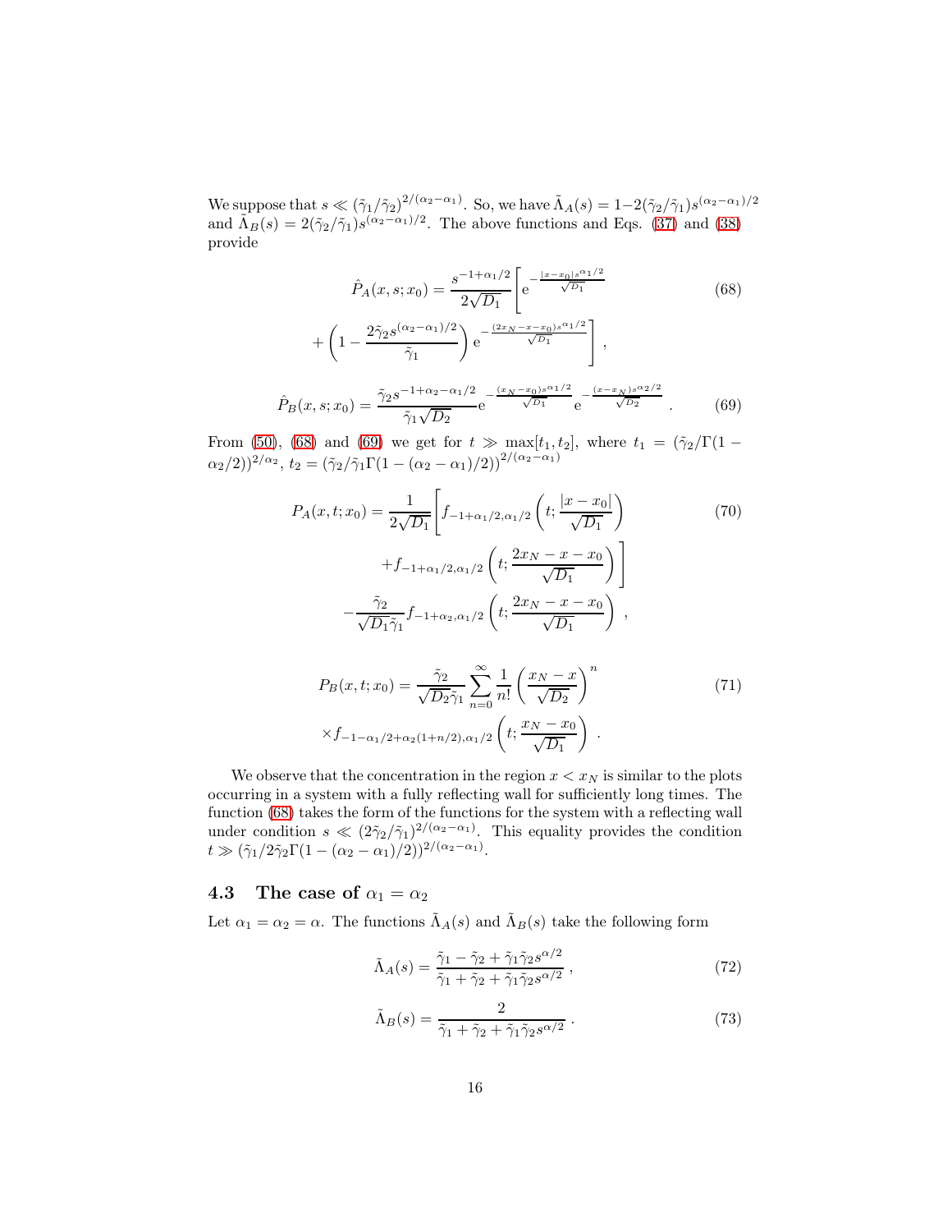We suppose that $s \ll (\tilde{\gamma}_1/\tilde{\gamma}_2)^{2/(\alpha_2-\alpha_1)}$. So, we have $\tilde{\Lambda}_A(s) = 1 - 2(\tilde{\gamma}_2/\tilde{\gamma}_1)s^{(\alpha_2-\alpha_1)/2}$ and $\tilde{\Lambda}_B(s) = 2(\tilde{\gamma}_2/\tilde{\gamma}_1)s^{(\alpha_2-\alpha_1)/2}$. The above functions and Eqs. (37) and (38) provide

$$
\hat{P}_A(x,s;x_0) = \frac{s^{-1+\alpha_1/2}}{2\sqrt{D_1}}\left[ \mathrm{e}^{-\frac{|x-x_0|s^{\alpha_1/2}}{\sqrt{D_1}}} + \left(1 - \frac{2\tilde{\gamma}_2 s^{(\alpha_2-\alpha_1)/2}}{\tilde{\gamma}_1}\right)\mathrm{e}^{-\frac{(2x_N-x-x_0)s^{\alpha_1/2}}{\sqrt{D_1}}}\right], \tag{68}
$$

$$
\hat{P}_B(x,s;x_0) = \frac{\tilde{\gamma}_2 s^{-1+\alpha_2-\alpha_1/2}}{\tilde{\gamma}_1\sqrt{D_2}}\mathrm{e}^{-\frac{(x_N-x_0)s^{\alpha_1/2}}{\sqrt{D_1}}}\,\mathrm{e}^{-\frac{(x-x_N)s^{\alpha_2/2}}{\sqrt{D_2}}}\ . \tag{69}
$$

From (50), (68) and (69) we get for $t \gg \max[t_1,t_2]$, where $t_1 = (\tilde{\gamma}_2/\Gamma(1-\alpha_2/2))^{2/\alpha_2}$, $t_2 = (\tilde{\gamma}_2/\tilde{\gamma}_1\Gamma(1-(\alpha_2-\alpha_1)/2))^{2/(\alpha_2-\alpha_1)}$

$$
\begin{aligned}
P_A(x,t;x_0) = \frac{1}{2\sqrt{D_1}}\Bigg[ & f_{-1+\alpha_1/2,\alpha_1/2}\left(t;\frac{|x-x_0|}{\sqrt{D_1}}\right) \\
& + f_{-1+\alpha_1/2,\alpha_1/2}\left(t;\frac{2x_N-x-x_0}{\sqrt{D_1}}\right)\Bigg] \\
& - \frac{\tilde{\gamma}_2}{\sqrt{D_1}\tilde{\gamma}_1} f_{-1+\alpha_2,\alpha_1/2}\left(t;\frac{2x_N-x-x_0}{\sqrt{D_1}}\right)\ ,
\end{aligned} \tag{70}
$$

$$
\begin{aligned}
P_B(x,t;x_0) = & \frac{\tilde{\gamma}_2}{\sqrt{D_2}\tilde{\gamma}_1}\sum_{n=0}^{\infty}\frac{1}{n!}\left(\frac{x_N-x}{\sqrt{D_2}}\right)^n \\
& \times f_{-1-\alpha_1/2+\alpha_2(1+n/2),\alpha_1/2}\left(t;\frac{x_N-x_0}{\sqrt{D_1}}\right)\ .
\end{aligned} \tag{71}
$$

We observe that the concentration in the region $x < x_N$ is similar to the plots occurring in a system with a fully reflecting wall for sufficiently long times. The function (68) takes the form of the functions for the system with a reflecting wall under condition $s \ll (2\tilde{\gamma}_2/\tilde{\gamma}_1)^{2/(\alpha_2-\alpha_1)}$. This equality provides the condition $t \gg (\tilde{\gamma}_1/2\tilde{\gamma}_2\Gamma(1-(\alpha_2-\alpha_1)/2))^{2/(\alpha_2-\alpha_1)}$.

### 4.3 The case of $\alpha_1 = \alpha_2$

Let $\alpha_1 = \alpha_2 = \alpha$. The functions $\tilde{\Lambda}_A(s)$ and $\tilde{\Lambda}_B(s)$ take the following form

$$
\tilde{\Lambda}_A(s) = \frac{\tilde{\gamma}_1 - \tilde{\gamma}_2 + \tilde{\gamma}_1\tilde{\gamma}_2 s^{\alpha/2}}{\tilde{\gamma}_1 + \tilde{\gamma}_2 + \tilde{\gamma}_1\tilde{\gamma}_2 s^{\alpha/2}}\ , \tag{72}
$$

$$
\tilde{\Lambda}_B(s) = \frac{2}{\tilde{\gamma}_1 + \tilde{\gamma}_2 + \tilde{\gamma}_1\tilde{\gamma}_2 s^{\alpha/2}}\ . \tag{73}
$$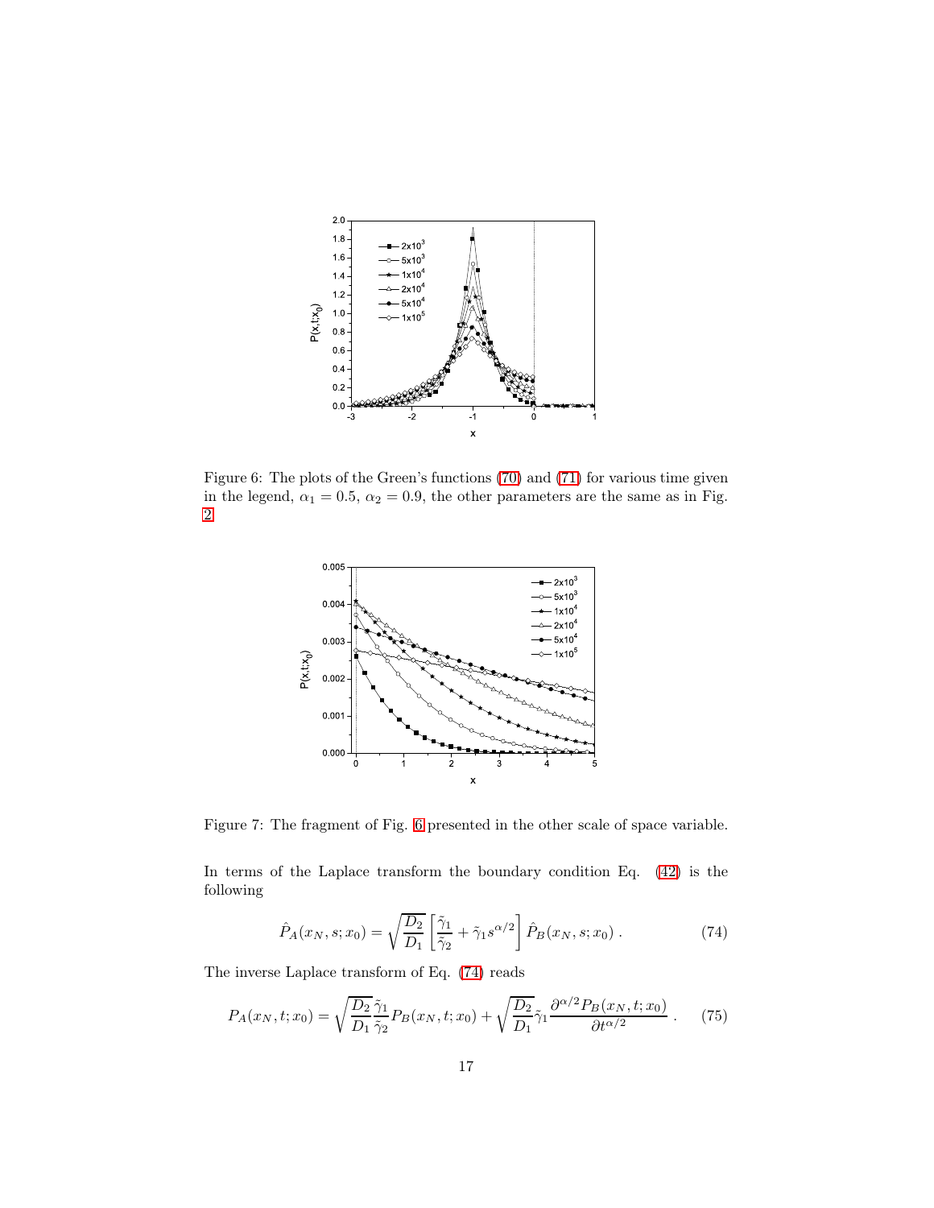Figure 6: The plots of the Green's functions (70) and (71) for various time given in the legend, $\alpha_1 = 0.5$, $\alpha_2 = 0.9$, the other parameters are the same as in Fig. 2

Figure 7: The fragment of Fig. 6 presented in the other scale of space variable.

In terms of the Laplace transform the boundary condition Eq. (42) is the following

$$\hat{P}_A(x_N, s; x_0) = \sqrt{\frac{D_2}{D_1}} \left[ \frac{\tilde{\gamma}_1}{\tilde{\gamma}_2} + \tilde{\gamma}_1 s^{\alpha/2} \right] \hat{P}_B(x_N, s; x_0) \, . \tag{74}$$

The inverse Laplace transform of Eq. (74) reads

$$P_A(x_N, t; x_0) = \sqrt{\frac{D_2}{D_1}} \frac{\tilde{\gamma}_1}{\tilde{\gamma}_2} P_B(x_N, t; x_0) + \sqrt{\frac{D_2}{D_1}} \tilde{\gamma}_1 \frac{\partial^{\alpha/2} P_B(x_N, t; x_0)}{\partial t^{\alpha/2}} \, . \tag{75}$$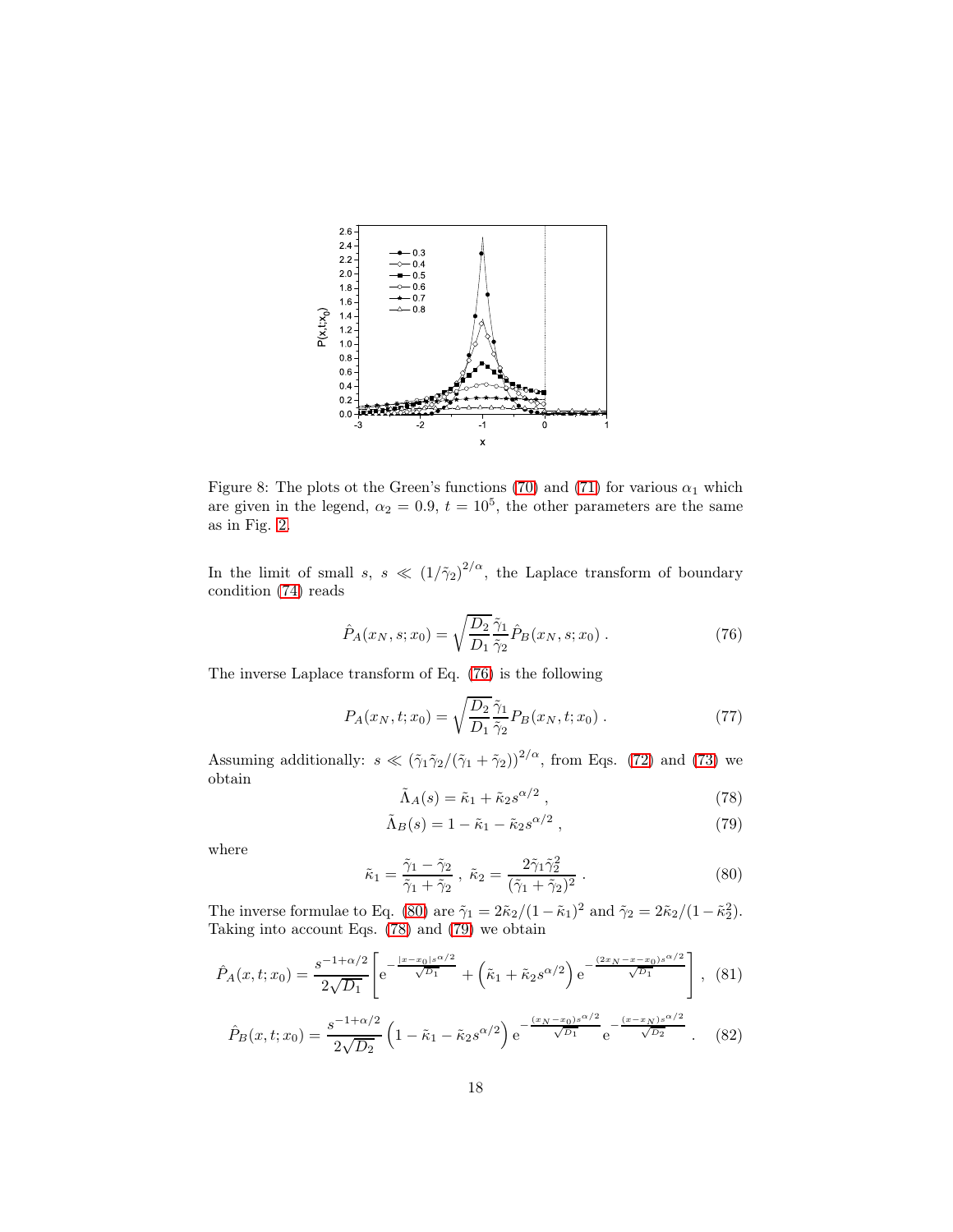Figure 8: The plots ot the Green's functions (70) and (71) for various $\alpha_1$ which are given in the legend, $\alpha_2 = 0.9$, $t = 10^5$, the other parameters are the same as in Fig. 2.

In the limit of small $s$, $s \ll (1/\tilde{\gamma}_2)^{2/\alpha}$, the Laplace transform of boundary condition (74) reads

$$\hat{P}_A(x_N, s; x_0) = \sqrt{\frac{D_2}{D_1}} \frac{\tilde{\gamma}_1}{\tilde{\gamma}_2} \hat{P}_B(x_N, s; x_0) \; . \tag{76}$$

The inverse Laplace transform of Eq. (76) is the following

$$P_A(x_N, t; x_0) = \sqrt{\frac{D_2}{D_1}} \frac{\tilde{\gamma}_1}{\tilde{\gamma}_2} P_B(x_N, t; x_0) \; . \tag{77}$$

Assuming additionally: $s \ll (\tilde{\gamma}_1 \tilde{\gamma}_2 / (\tilde{\gamma}_1 + \tilde{\gamma}_2))^{2/\alpha}$, from Eqs. (72) and (73) we obtain

$$\tilde{\Lambda}_A(s) = \tilde{\kappa}_1 + \tilde{\kappa}_2 s^{\alpha/2} \; , \tag{78}$$

$$\tilde{\Lambda}_B(s) = 1 - \tilde{\kappa}_1 - \tilde{\kappa}_2 s^{\alpha/2} \; , \tag{79}$$

where

$$\tilde{\kappa}_1 = \frac{\tilde{\gamma}_1 - \tilde{\gamma}_2}{\tilde{\gamma}_1 + \tilde{\gamma}_2} \; , \; \tilde{\kappa}_2 = \frac{2\tilde{\gamma}_1 \tilde{\gamma}_2^2}{(\tilde{\gamma}_1 + \tilde{\gamma}_2)^2} \; . \tag{80}$$

The inverse formulae to Eq. (80) are $\tilde{\gamma}_1 = 2\tilde{\kappa}_2/(1-\tilde{\kappa}_1)^2$ and $\tilde{\gamma}_2 = 2\tilde{\kappa}_2/(1-\tilde{\kappa}_2^2)$. Taking into account Eqs. (78) and (79) we obtain

$$\hat{P}_A(x, t; x_0) = \frac{s^{-1+\alpha/2}}{2\sqrt{D_1}} \left[ \mathrm{e}^{-\frac{|x-x_0| s^{\alpha/2}}{\sqrt{D_1}}} + \left( \tilde{\kappa}_1 + \tilde{\kappa}_2 s^{\alpha/2} \right) \mathrm{e}^{-\frac{(2x_N - x - x_0) s^{\alpha/2}}{\sqrt{D_1}}} \right] , \tag{81}$$

$$\hat{P}_B(x, t; x_0) = \frac{s^{-1+\alpha/2}}{2\sqrt{D_2}} \left( 1 - \tilde{\kappa}_1 - \tilde{\kappa}_2 s^{\alpha/2} \right) \mathrm{e}^{-\frac{(x_N - x_0) s^{\alpha/2}}{\sqrt{D_1}}} \mathrm{e}^{-\frac{(x - x_N) s^{\alpha/2}}{\sqrt{D_2}}} \; . \tag{82}$$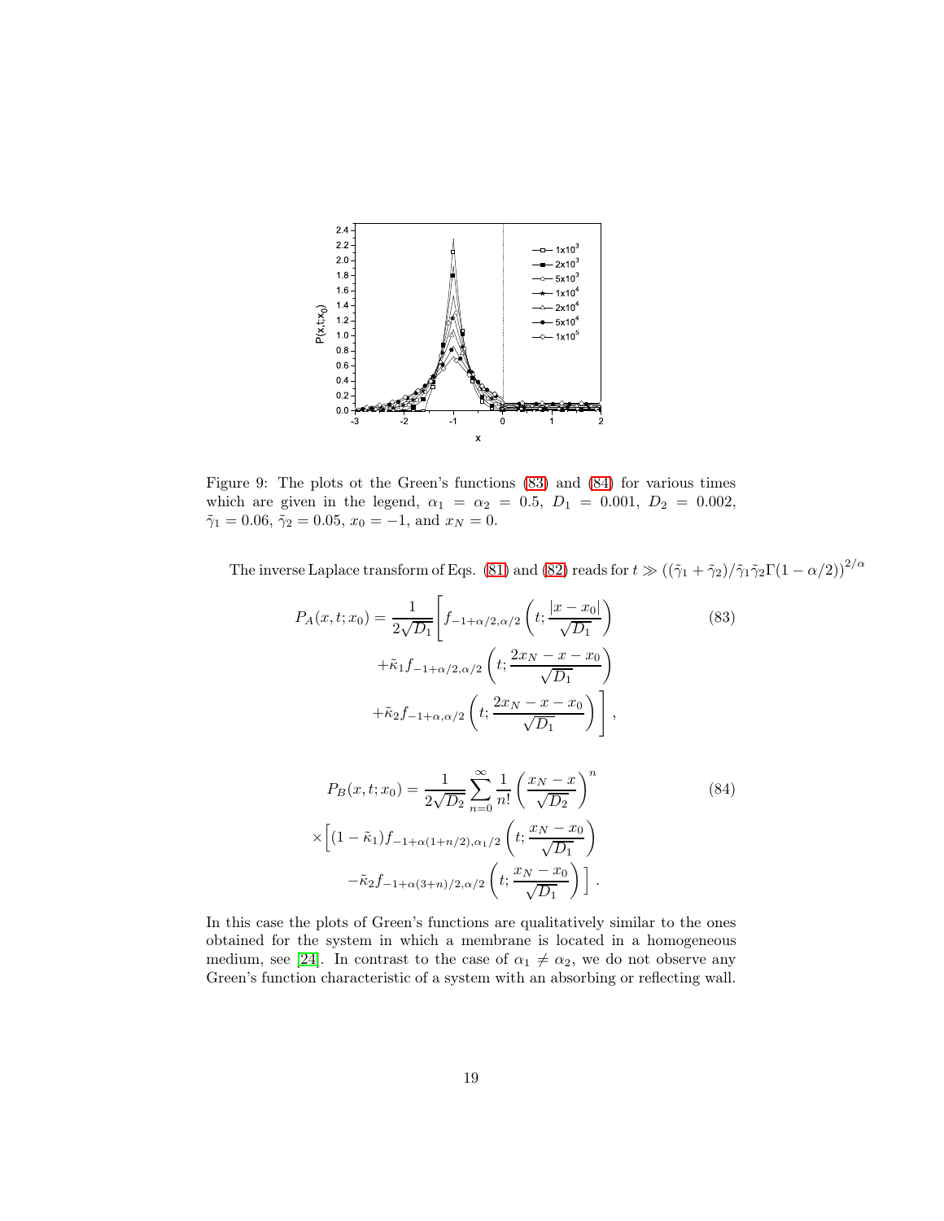Figure 9: The plots ot the Green's functions (83) and (84) for various times which are given in the legend, $\alpha_1 = \alpha_2 = 0.5$, $D_1 = 0.001$, $D_2 = 0.002$, $\tilde{\gamma}_1 = 0.06$, $\tilde{\gamma}_2 = 0.05$, $x_0 = -1$, and $x_N = 0$.

The inverse Laplace transform of Eqs. (81) and (82) reads for $t \gg \left((\tilde{\gamma}_1+\tilde{\gamma}_2)/\tilde{\gamma}_1\tilde{\gamma}_2\Gamma(1-\alpha/2)\right)^{2/\alpha}$

$$
\begin{aligned}
P_A(x,t;x_0) = \frac{1}{2\sqrt{D_1}}\Bigg[ & f_{-1+\alpha/2,\alpha/2}\left(t;\frac{|x-x_0|}{\sqrt{D_1}}\right) \\
& +\tilde{\kappa}_1 f_{-1+\alpha/2,\alpha/2}\left(t;\frac{2x_N-x-x_0}{\sqrt{D_1}}\right) \\
& +\tilde{\kappa}_2 f_{-1+\alpha,\alpha/2}\left(t;\frac{2x_N-x-x_0}{\sqrt{D_1}}\right)\Bigg],
\end{aligned}
\tag{83}
$$

$$
\begin{aligned}
P_B(x,t;x_0) = & \frac{1}{2\sqrt{D_2}}\sum_{n=0}^{\infty}\frac{1}{n!}\left(\frac{x_N-x}{\sqrt{D_2}}\right)^n \\
\times\Bigg[ & (1-\tilde{\kappa}_1) f_{-1+\alpha(1+n/2),\alpha_1/2}\left(t;\frac{x_N-x_0}{\sqrt{D_1}}\right) \\
& -\tilde{\kappa}_2 f_{-1+\alpha(3+n)/2,\alpha/2}\left(t;\frac{x_N-x_0}{\sqrt{D_1}}\right)\Bigg].
\end{aligned}
\tag{84}
$$

In this case the plots of Green's functions are qualitatively similar to the ones obtained for the system in which a membrane is located in a homogeneous medium, see [24]. In contrast to the case of $\alpha_1 \neq \alpha_2$, we do not observe any Green's function characteristic of a system with an absorbing or reflecting wall.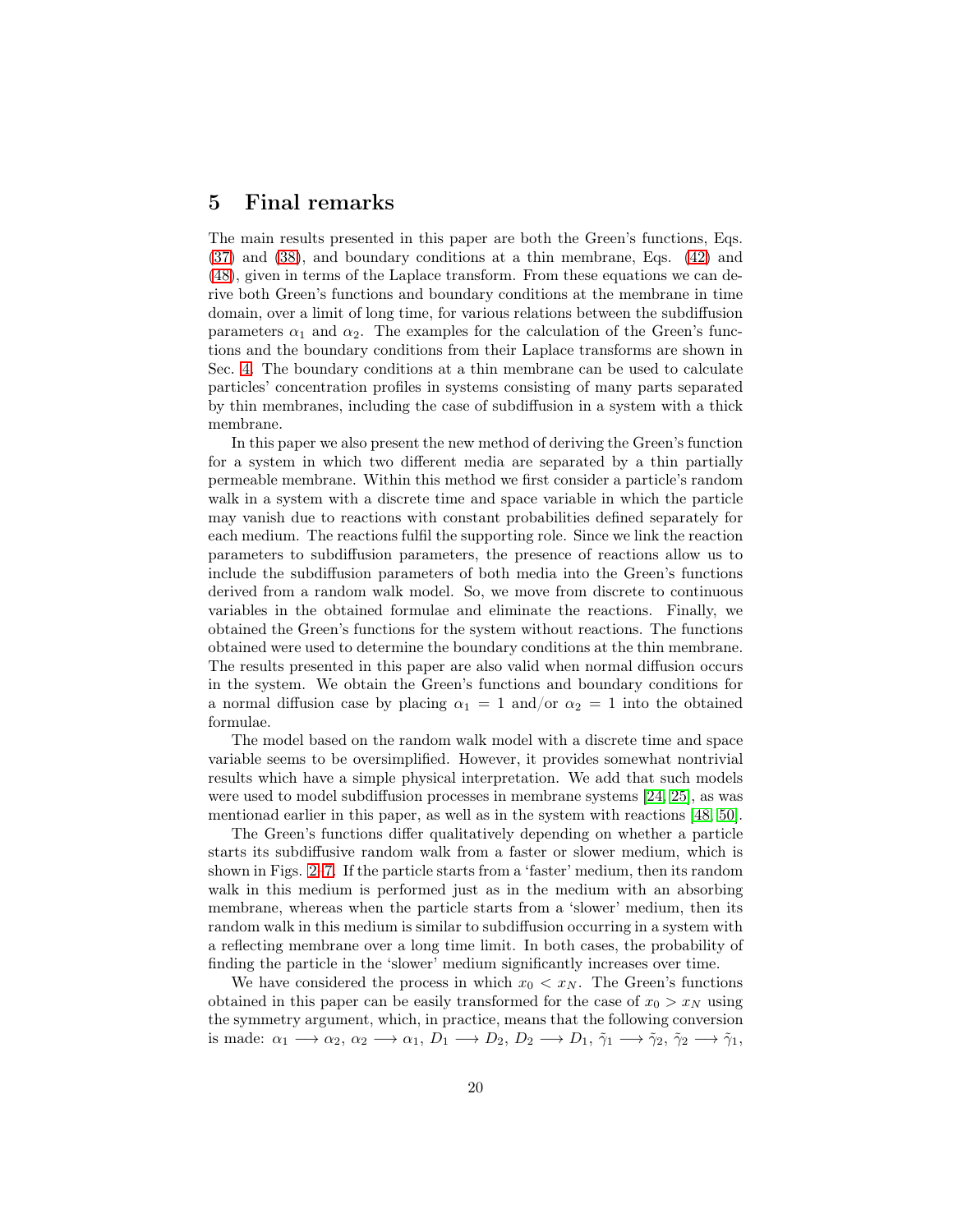## 5 Final remarks

The main results presented in this paper are both the Green's functions, Eqs. (37) and (38), and boundary conditions at a thin membrane, Eqs. (42) and (48), given in terms of the Laplace transform. From these equations we can derive both Green's functions and boundary conditions at the membrane in time domain, over a limit of long time, for various relations between the subdiffusion parameters $\alpha_1$ and $\alpha_2$. The examples for the calculation of the Green's functions and the boundary conditions from their Laplace transforms are shown in Sec. 4. The boundary conditions at a thin membrane can be used to calculate particles' concentration profiles in systems consisting of many parts separated by thin membranes, including the case of subdiffusion in a system with a thick membrane.

In this paper we also present the new method of deriving the Green's function for a system in which two different media are separated by a thin partially permeable membrane. Within this method we first consider a particle's random walk in a system with a discrete time and space variable in which the particle may vanish due to reactions with constant probabilities defined separately for each medium. The reactions fulfil the supporting role. Since we link the reaction parameters to subdiffusion parameters, the presence of reactions allow us to include the subdiffusion parameters of both media into the Green's functions derived from a random walk model. So, we move from discrete to continuous variables in the obtained formulae and eliminate the reactions. Finally, we obtained the Green's functions for the system without reactions. The functions obtained were used to determine the boundary conditions at the thin membrane. The results presented in this paper are also valid when normal diffusion occurs in the system. We obtain the Green's functions and boundary conditions for a normal diffusion case by placing $\alpha_1 = 1$ and/or $\alpha_2 = 1$ into the obtained formulae.

The model based on the random walk model with a discrete time and space variable seems to be oversimplified. However, it provides somewhat nontrivial results which have a simple physical interpretation. We add that such models were used to model subdiffusion processes in membrane systems [24, 25], as was mentionad earlier in this paper, as well as in the system with reactions [48, 50].

The Green's functions differ qualitatively depending on whether a particle starts its subdiffusive random walk from a faster or slower medium, which is shown in Figs. 2–7. If the particle starts from a 'faster' medium, then its random walk in this medium is performed just as in the medium with an absorbing membrane, whereas when the particle starts from a 'slower' medium, then its random walk in this medium is similar to subdiffusion occurring in a system with a reflecting membrane over a long time limit. In both cases, the probability of finding the particle in the 'slower' medium significantly increases over time.

We have considered the process in which $x_0 < x_N$. The Green's functions obtained in this paper can be easily transformed for the case of $x_0 > x_N$ using the symmetry argument, which, in practice, means that the following conversion is made: $\alpha_1 \longrightarrow \alpha_2$, $\alpha_2 \longrightarrow \alpha_1$, $D_1 \longrightarrow D_2$, $D_2 \longrightarrow D_1$, $\tilde{\gamma}_1 \longrightarrow \tilde{\gamma}_2$, $\tilde{\gamma}_2 \longrightarrow \tilde{\gamma}_1$,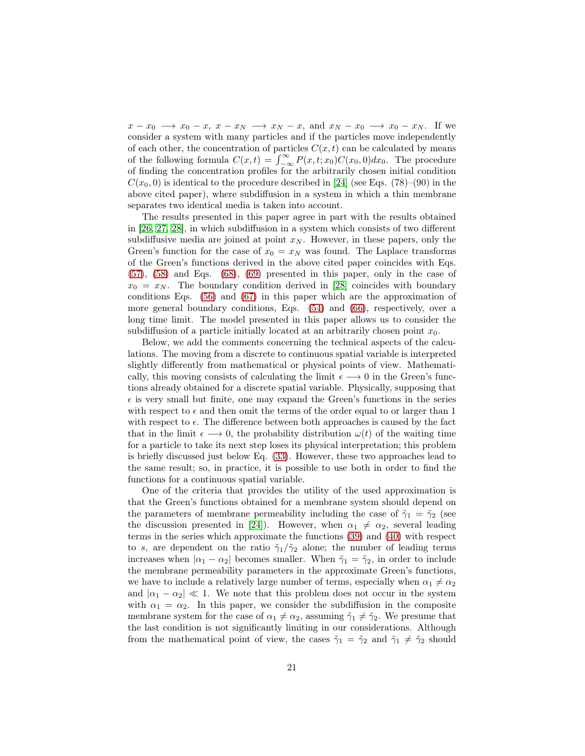$x-x_0 \longrightarrow x_0-x$, $x-x_N \longrightarrow x_N-x$, and $x_N-x_0 \longrightarrow x_0-x_N$. If we consider a system with many particles and if the particles move independently of each other, the concentration of particles $C(x,t)$ can be calculated by means of the following formula $C(x,t)=\int_{-\infty}^{\infty}P(x,t;x_0)C(x_0,0)dx_0$. The procedure of finding the concentration profiles for the arbitrarily chosen initial condition $C(x_0,0)$ is identical to the procedure described in [24] (see Eqs. (78)–(90) in the above cited paper), where subdiffusion in a system in which a thin membrane separates two identical media is taken into account.

The results presented in this paper agree in part with the results obtained in [26, 27, 28], in which subdiffusion in a system which consists of two different subdiffusive media are joined at point $x_N$. However, in these papers, only the Green's function for the case of $x_0=x_N$ was found. The Laplace transforms of the Green's functions derived in the above cited paper coincides with Eqs. (57), (58) and Eqs. (68), (69) presented in this paper, only in the case of $x_0=x_N$. The boundary condition derived in [28] coincides with boundary conditions Eqs. (56) and (67) in this paper which are the approximation of more general boundary conditions, Eqs. (54) and (66), respectively, over a long time limit. The model presented in this paper allows us to consider the subdiffusion of a particle initially located at an arbitrarily chosen point $x_0$.

Below, we add the comments concerning the technical aspects of the calculations. The moving from a discrete to continuous spatial variable is interpreted slightly differently from mathematical or physical points of view. Mathematically, this moving consists of calculating the limit $\epsilon \longrightarrow 0$ in the Green's functions already obtained for a discrete spatial variable. Physically, supposing that $\epsilon$ is very small but finite, one may expand the Green's functions in the series with respect to $\epsilon$ and then omit the terms of the order equal to or larger than 1 with respect to $\epsilon$. The difference between both approaches is caused by the fact that in the limit $\epsilon \longrightarrow 0$, the probability distribution $\omega(t)$ of the waiting time for a particle to take its next step loses its physical interpretation; this problem is briefly discussed just below Eq. (33). However, these two approaches lead to the same result; so, in practice, it is possible to use both in order to find the functions for a continuous spatial variable.

One of the criteria that provides the utility of the used approximation is that the Green's functions obtained for a membrane system should depend on the parameters of membrane permeability including the case of $\tilde{\gamma}_1=\tilde{\gamma}_2$ (see the discussion presented in [24]). However, when $\alpha_1 \neq \alpha_2$, several leading terms in the series which approximate the functions (39) and (40) with respect to $s$, are dependent on the ratio $\tilde{\gamma}_1/\tilde{\gamma}_2$ alone; the number of leading terms increases when $|\alpha_1-\alpha_2|$ becomes smaller. When $\tilde{\gamma}_1=\tilde{\gamma}_2$, in order to include the membrane permeability parameters in the approximate Green's functions, we have to include a relatively large number of terms, especially when $\alpha_1 \neq \alpha_2$ and $|\alpha_1-\alpha_2| \ll 1$. We note that this problem does not occur in the system with $\alpha_1=\alpha_2$. In this paper, we consider the subdiffusion in the composite membrane system for the case of $\alpha_1 \neq \alpha_2$, assuming $\tilde{\gamma}_1 \neq \tilde{\gamma}_2$. We presume that the last condition is not significantly limiting in our considerations. Although from the mathematical point of view, the cases $\tilde{\gamma}_1=\tilde{\gamma}_2$ and $\tilde{\gamma}_1 \neq \tilde{\gamma}_2$ should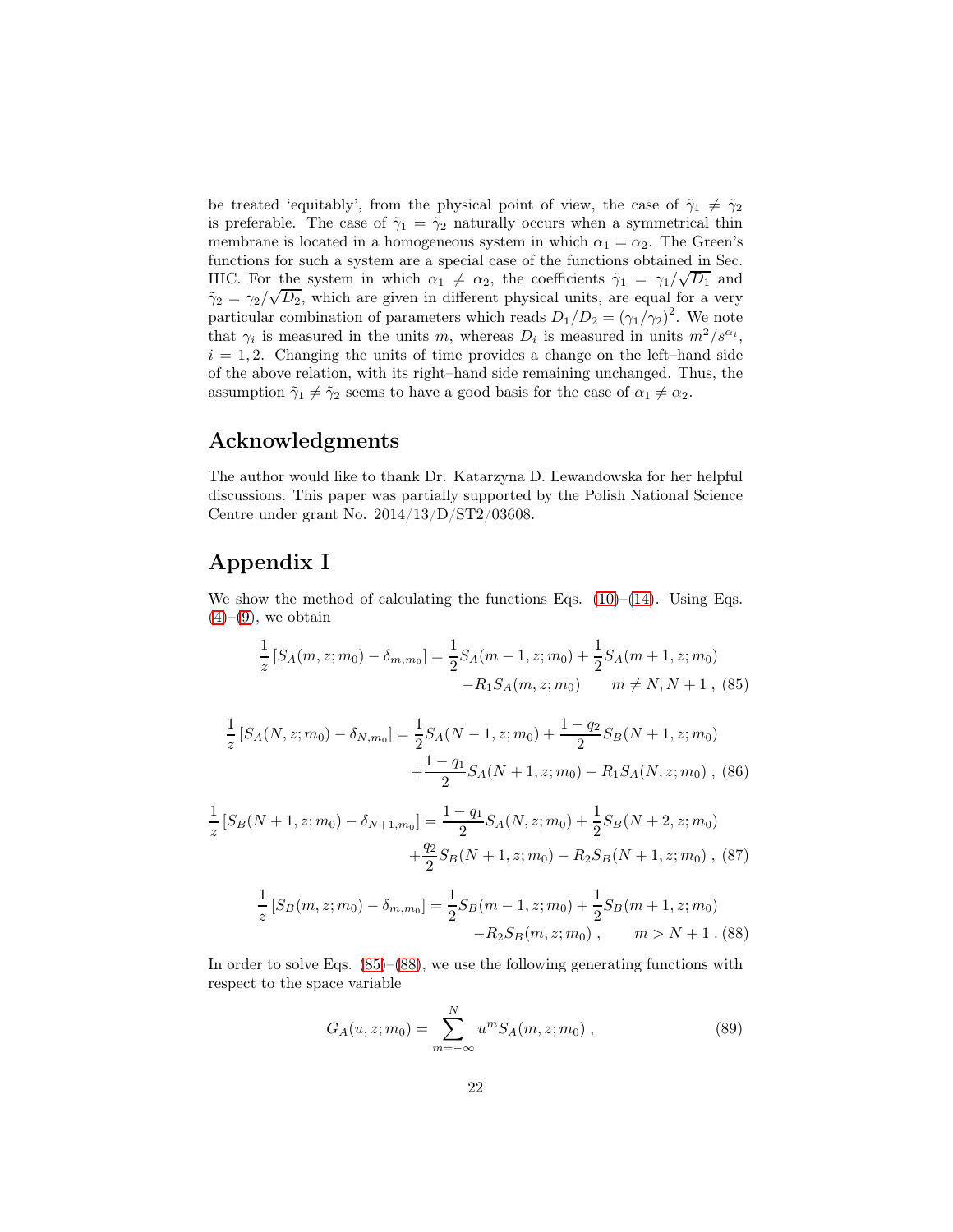be treated 'equitably', from the physical point of view, the case of $\tilde{\gamma}_1 \neq \tilde{\gamma}_2$ is preferable. The case of $\tilde{\gamma}_1 = \tilde{\gamma}_2$ naturally occurs when a symmetrical thin membrane is located in a homogeneous system in which $\alpha_1 = \alpha_2$. The Green's functions for such a system are a special case of the functions obtained in Sec. IIIC. For the system in which $\alpha_1 \neq \alpha_2$, the coefficients $\tilde{\gamma}_1 = \gamma_1/\sqrt{D_1}$ and $\tilde{\gamma}_2 = \gamma_2/\sqrt{D_2}$, which are given in different physical units, are equal for a very particular combination of parameters which reads $D_1/D_2 = (\gamma_1/\gamma_2)^2$. We note that $\gamma_i$ is measured in the units $m$, whereas $D_i$ is measured in units $m^2/s^{\alpha_i}$, $i = 1, 2$. Changing the units of time provides a change on the left–hand side of the above relation, with its right–hand side remaining unchanged. Thus, the assumption $\tilde{\gamma}_1 \neq \tilde{\gamma}_2$ seems to have a good basis for the case of $\alpha_1 \neq \alpha_2$.

## Acknowledgments

The author would like to thank Dr. Katarzyna D. Lewandowska for her helpful discussions. This paper was partially supported by the Polish National Science Centre under grant No. 2014/13/D/ST2/03608.

## Appendix I

We show the method of calculating the functions Eqs. (10)–(14). Using Eqs. (4)–(9), we obtain

$$\frac{1}{z}\left[S_A(m,z;m_0) - \delta_{m,m_0}\right] = \frac{1}{2}S_A(m-1,z;m_0) + \frac{1}{2}S_A(m+1,z;m_0) - R_1 S_A(m,z;m_0) \qquad m \neq N, N+1 \;, \tag{85}$$

$$\frac{1}{z}\left[S_A(N,z;m_0) - \delta_{N,m_0}\right] = \frac{1}{2}S_A(N-1,z;m_0) + \frac{1-q_2}{2}S_B(N+1,z;m_0) + \frac{1-q_1}{2}S_A(N+1,z;m_0) - R_1 S_A(N,z;m_0) \;, \tag{86}$$

$$\frac{1}{z}\left[S_B(N+1,z;m_0) - \delta_{N+1,m_0}\right] = \frac{1-q_1}{2}S_A(N,z;m_0) + \frac{1}{2}S_B(N+2,z;m_0) + \frac{q_2}{2}S_B(N+1,z;m_0) - R_2 S_B(N+1,z;m_0) \;, \tag{87}$$

$$\frac{1}{z}\left[S_B(m,z;m_0) - \delta_{m,m_0}\right] = \frac{1}{2}S_B(m-1,z;m_0) + \frac{1}{2}S_B(m+1,z;m_0) - R_2 S_B(m,z;m_0) \;, \qquad m > N+1 \;. \tag{88}$$

In order to solve Eqs. (85)–(88), we use the following generating functions with respect to the space variable

$$G_A(u,z;m_0) = \sum_{m=-\infty}^{N} u^m S_A(m,z;m_0) \;, \tag{89}$$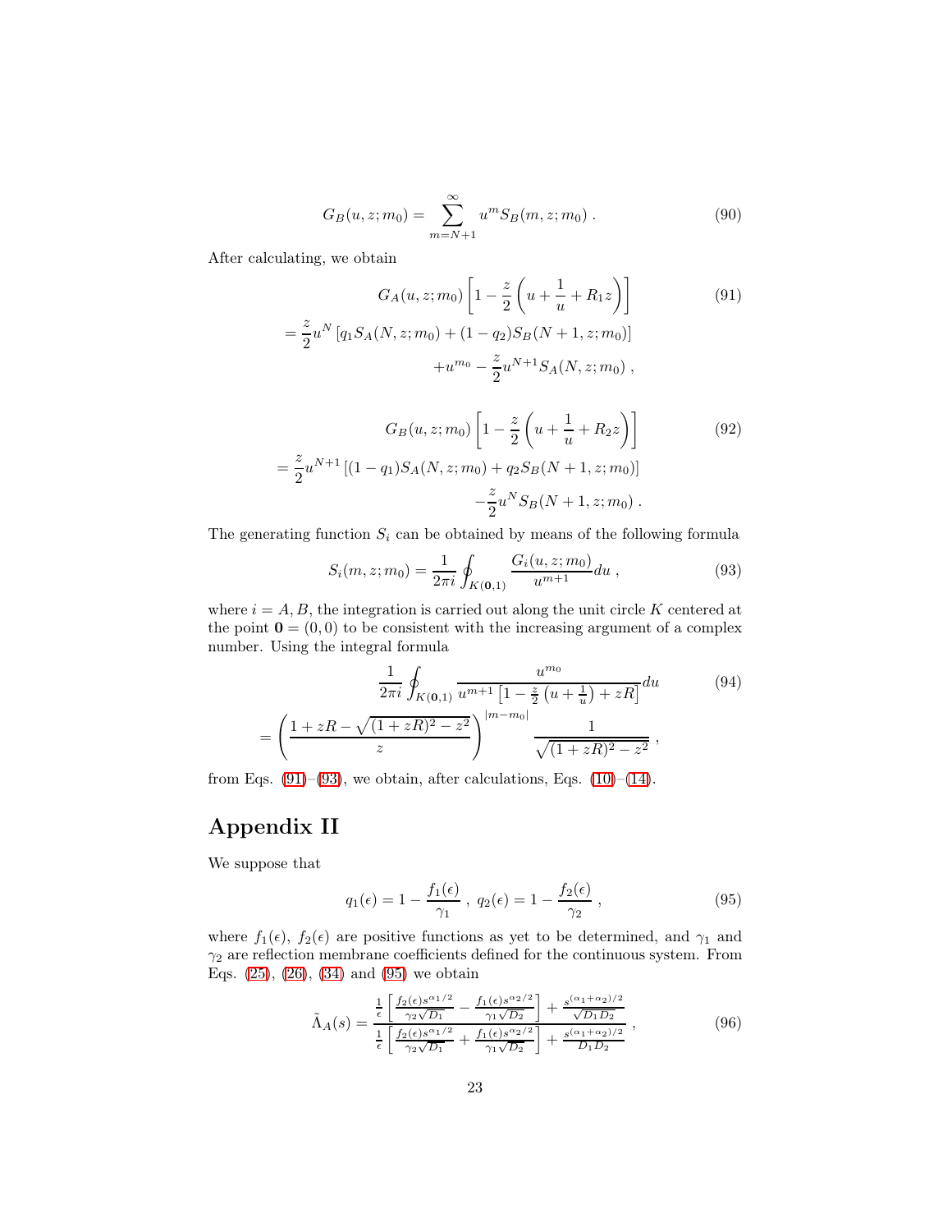$$G_B(u,z;m_0) = \sum_{m=N+1}^{\infty} u^m S_B(m,z;m_0)\ . \tag{90}$$

After calculating, we obtain

$$\begin{aligned} & G_A(u,z;m_0)\left[1-\frac{z}{2}\left(u+\frac{1}{u}+R_1 z\right)\right] \\ & = \frac{z}{2}u^N\left[q_1 S_A(N,z;m_0)+(1-q_2)S_B(N+1,z;m_0)\right] \\ & \qquad + u^{m_0} - \frac{z}{2}u^{N+1}S_A(N,z;m_0)\ , \end{aligned} \tag{91}$$

$$\begin{aligned} & G_B(u,z;m_0)\left[1-\frac{z}{2}\left(u+\frac{1}{u}+R_2 z\right)\right] \\ & = \frac{z}{2}u^{N+1}\left[(1-q_1) S_A(N,z;m_0)+q_2 S_B(N+1,z;m_0)\right] \\ & \qquad - \frac{z}{2}u^{N}S_B(N+1,z;m_0)\ . \end{aligned} \tag{92}$$

The generating function $S_i$ can be obtained by means of the following formula

$$S_i(m,z;m_0) = \frac{1}{2\pi i}\oint_{K(\mathbf{0},1)} \frac{G_i(u,z;m_0)}{u^{m+1}}du\ , \tag{93}$$

where $i=A,B$, the integration is carried out along the unit circle $K$ centered at the point $\mathbf{0}=(0,0)$ to be consistent with the increasing argument of a complex number. Using the integral formula

$$\begin{aligned} & \frac{1}{2\pi i}\oint_{K(\mathbf{0},1)} \frac{u^{m_0}}{u^{m+1}\left[1-\frac{z}{2}\left(u+\frac{1}{u}\right)+zR\right]}du \\ & = \left(\frac{1+zR-\sqrt{(1+zR)^2-z^2}}{z}\right)^{|m-m_0|}\frac{1}{\sqrt{(1+zR)^2-z^2}}\ , \end{aligned} \tag{94}$$

from Eqs. (91)–(93), we obtain, after calculations, Eqs. (10)–(14).

# Appendix II

We suppose that

$$q_1(\epsilon) = 1-\frac{f_1(\epsilon)}{\gamma_1}\ ,\ q_2(\epsilon) = 1-\frac{f_2(\epsilon)}{\gamma_2}\ , \tag{95}$$

where $f_1(\epsilon)$, $f_2(\epsilon)$ are positive functions as yet to be determined, and $\gamma_1$ and $\gamma_2$ are reflection membrane coefficients defined for the continuous system. From Eqs. (25), (26), (34) and (95) we obtain

$$\tilde{\Lambda}_A(s) = \frac{\frac{1}{\epsilon}\left[\frac{f_2(\epsilon)s^{\alpha_1/2}}{\gamma_2\sqrt{D_1}} - \frac{f_1(\epsilon)s^{\alpha_2/2}}{\gamma_1\sqrt{D_2}}\right] + \frac{s^{(\alpha_1+\alpha_2)/2}}{\sqrt{D_1 D_2}}}{\frac{1}{\epsilon}\left[\frac{f_2(\epsilon)s^{\alpha_1/2}}{\gamma_2\sqrt{D_1}} + \frac{f_1(\epsilon)s^{\alpha_2/2}}{\gamma_1\sqrt{D_2}}\right] + \frac{s^{(\alpha_1+\alpha_2)/2}}{D_1 D_2}}\ , \tag{96}$$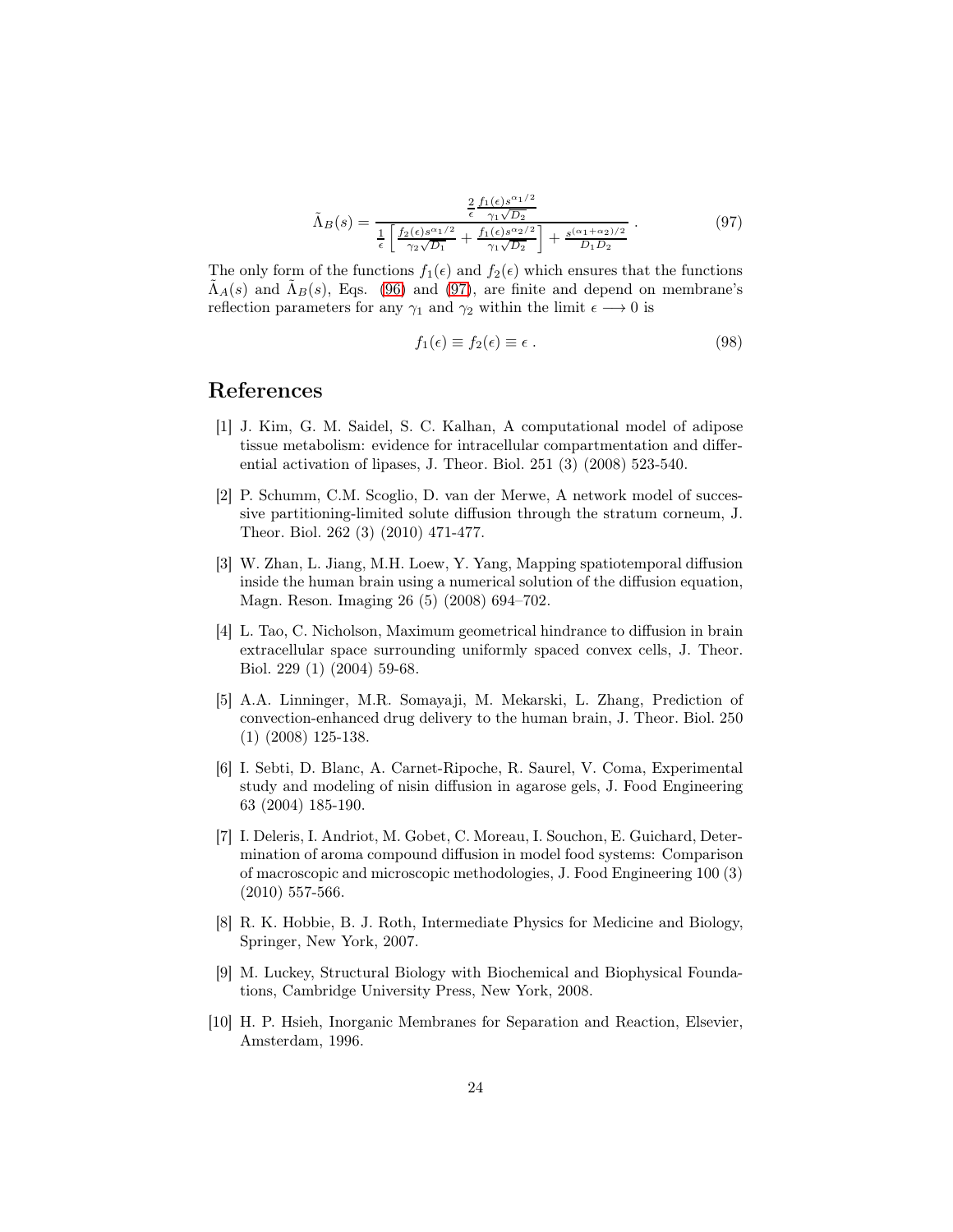$$\tilde{\Lambda}_B(s) = \frac{\frac{2}{\epsilon}\frac{f_1(\epsilon)s^{\alpha_1/2}}{\gamma_1\sqrt{D_2}}}{\frac{1}{\epsilon}\left[\frac{f_2(\epsilon)s^{\alpha_1/2}}{\gamma_2\sqrt{D_1}} + \frac{f_1(\epsilon)s^{\alpha_2/2}}{\gamma_1\sqrt{D_2}}\right] + \frac{s^{(\alpha_1+\alpha_2)/2}}{D_1 D_2}} \,. \tag{97}$$

The only form of the functions $f_1(\epsilon)$ and $f_2(\epsilon)$ which ensures that the functions $\tilde{\Lambda}_A(s)$ and $\tilde{\Lambda}_B(s)$, Eqs. (96) and (97), are finite and depend on membrane's reflection parameters for any $\gamma_1$ and $\gamma_2$ within the limit $\epsilon \longrightarrow 0$ is

$$f_1(\epsilon) \equiv f_2(\epsilon) \equiv \epsilon \,. \tag{98}$$

# References

[1] J. Kim, G. M. Saidel, S. C. Kalhan, A computational model of adipose tissue metabolism: evidence for intracellular compartmentation and differential activation of lipases, J. Theor. Biol. 251 (3) (2008) 523-540.

[2] P. Schumm, C.M. Scoglio, D. van der Merwe, A network model of successive partitioning-limited solute diffusion through the stratum corneum, J. Theor. Biol. 262 (3) (2010) 471-477.

[3] W. Zhan, L. Jiang, M.H. Loew, Y. Yang, Mapping spatiotemporal diffusion inside the human brain using a numerical solution of the diffusion equation, Magn. Reson. Imaging 26 (5) (2008) 694–702.

[4] L. Tao, C. Nicholson, Maximum geometrical hindrance to diffusion in brain extracellular space surrounding uniformly spaced convex cells, J. Theor. Biol. 229 (1) (2004) 59-68.

[5] A.A. Linninger, M.R. Somayaji, M. Mekarski, L. Zhang, Prediction of convection-enhanced drug delivery to the human brain, J. Theor. Biol. 250 (1) (2008) 125-138.

[6] I. Sebti, D. Blanc, A. Carnet-Ripoche, R. Saurel, V. Coma, Experimental study and modeling of nisin diffusion in agarose gels, J. Food Engineering 63 (2004) 185-190.

[7] I. Deleris, I. Andriot, M. Gobet, C. Moreau, I. Souchon, E. Guichard, Determination of aroma compound diffusion in model food systems: Comparison of macroscopic and microscopic methodologies, J. Food Engineering 100 (3) (2010) 557-566.

[8] R. K. Hobbie, B. J. Roth, Intermediate Physics for Medicine and Biology, Springer, New York, 2007.

[9] M. Luckey, Structural Biology with Biochemical and Biophysical Foundations, Cambridge University Press, New York, 2008.

[10] H. P. Hsieh, Inorganic Membranes for Separation and Reaction, Elsevier, Amsterdam, 1996.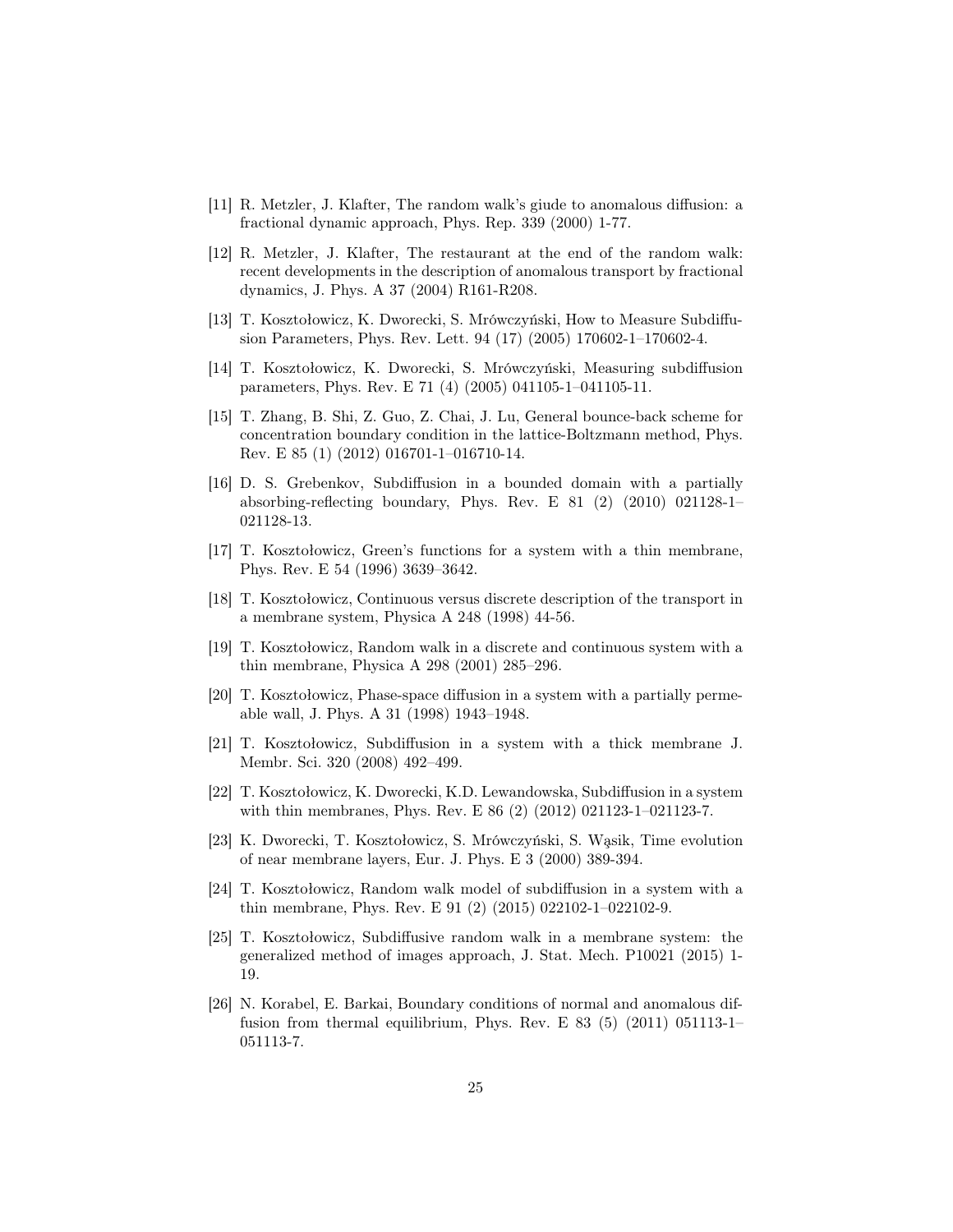[11] R. Metzler, J. Klafter, The random walk's giude to anomalous diffusion: a fractional dynamic approach, Phys. Rep. 339 (2000) 1-77.

[12] R. Metzler, J. Klafter, The restaurant at the end of the random walk: recent developments in the description of anomalous transport by fractional dynamics, J. Phys. A 37 (2004) R161-R208.

[13] T. Kosztołowicz, K. Dworecki, S. Mrówczyński, How to Measure Subdiffusion Parameters, Phys. Rev. Lett. 94 (17) (2005) 170602-1–170602-4.

[14] T. Kosztołowicz, K. Dworecki, S. Mrówczyński, Measuring subdiffusion parameters, Phys. Rev. E 71 (4) (2005) 041105-1–041105-11.

[15] T. Zhang, B. Shi, Z. Guo, Z. Chai, J. Lu, General bounce-back scheme for concentration boundary condition in the lattice-Boltzmann method, Phys. Rev. E 85 (1) (2012) 016701-1–016710-14.

[16] D. S. Grebenkov, Subdiffusion in a bounded domain with a partially absorbing-reflecting boundary, Phys. Rev. E 81 (2) (2010) 021128-1–021128-13.

[17] T. Kosztołowicz, Green's functions for a system with a thin membrane, Phys. Rev. E 54 (1996) 3639–3642.

[18] T. Kosztołowicz, Continuous versus discrete description of the transport in a membrane system, Physica A 248 (1998) 44-56.

[19] T. Kosztołowicz, Random walk in a discrete and continuous system with a thin membrane, Physica A 298 (2001) 285–296.

[20] T. Kosztołowicz, Phase-space diffusion in a system with a partially permeable wall, J. Phys. A 31 (1998) 1943–1948.

[21] T. Kosztołowicz, Subdiffusion in a system with a thick membrane J. Membr. Sci. 320 (2008) 492–499.

[22] T. Kosztołowicz, K. Dworecki, K.D. Lewandowska, Subdiffusion in a system with thin membranes, Phys. Rev. E 86 (2) (2012) 021123-1–021123-7.

[23] K. Dworecki, T. Kosztołowicz, S. Mrówczyński, S. Wąsik, Time evolution of near membrane layers, Eur. J. Phys. E 3 (2000) 389-394.

[24] T. Kosztołowicz, Random walk model of subdiffusion in a system with a thin membrane, Phys. Rev. E 91 (2) (2015) 022102-1–022102-9.

[25] T. Kosztołowicz, Subdiffusive random walk in a membrane system: the generalized method of images approach, J. Stat. Mech. P10021 (2015) 1-19.

[26] N. Korabel, E. Barkai, Boundary conditions of normal and anomalous diffusion from thermal equilibrium, Phys. Rev. E 83 (5) (2011) 051113-1–051113-7.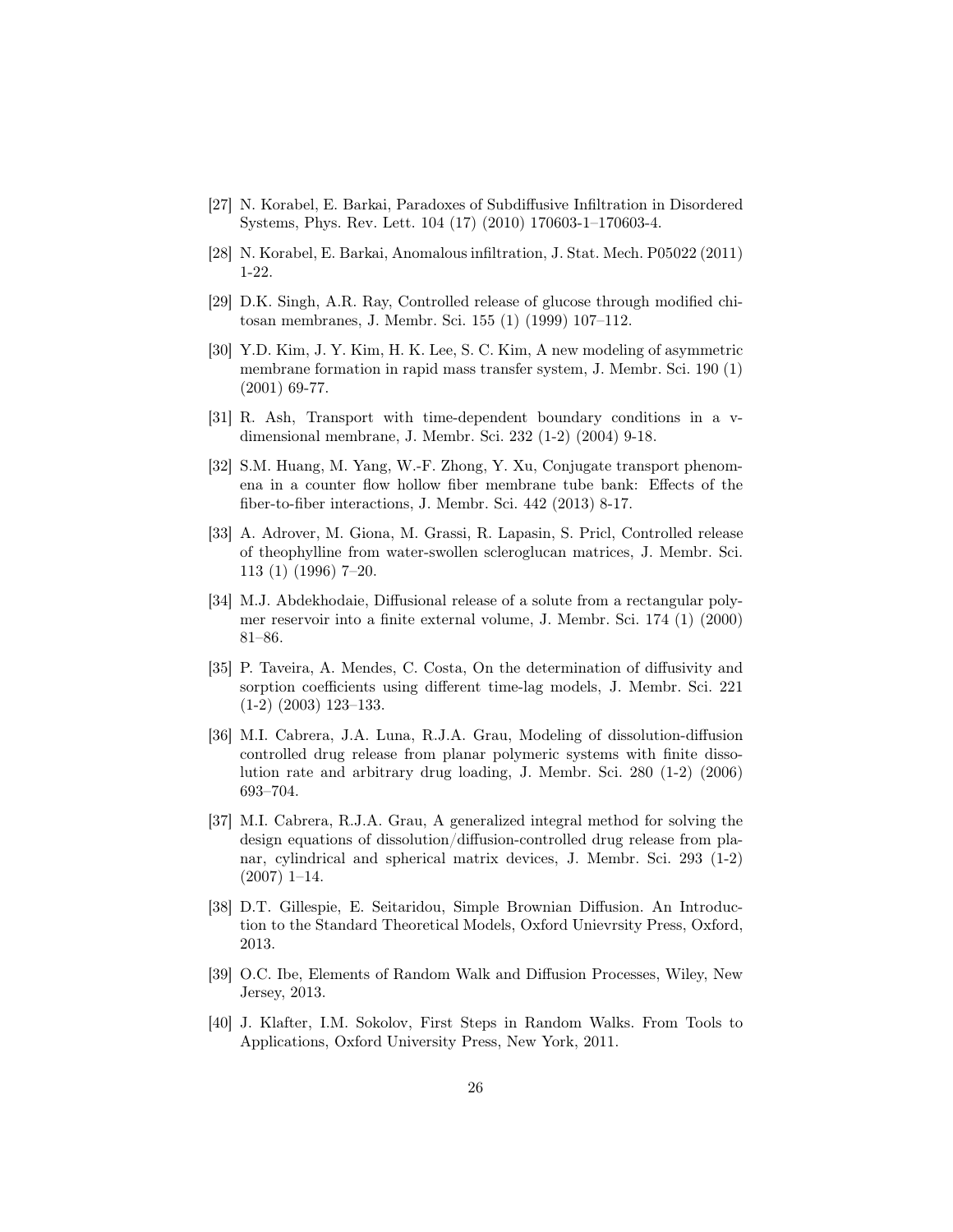[27] N. Korabel, E. Barkai, Paradoxes of Subdiffusive Infiltration in Disordered Systems, Phys. Rev. Lett. 104 (17) (2010) 170603-1–170603-4.

[28] N. Korabel, E. Barkai, Anomalous infiltration, J. Stat. Mech. P05022 (2011) 1-22.

[29] D.K. Singh, A.R. Ray, Controlled release of glucose through modified chitosan membranes, J. Membr. Sci. 155 (1) (1999) 107–112.

[30] Y.D. Kim, J. Y. Kim, H. K. Lee, S. C. Kim, A new modeling of asymmetric membrane formation in rapid mass transfer system, J. Membr. Sci. 190 (1) (2001) 69-77.

[31] R. Ash, Transport with time-dependent boundary conditions in a v-dimensional membrane, J. Membr. Sci. 232 (1-2) (2004) 9-18.

[32] S.M. Huang, M. Yang, W.-F. Zhong, Y. Xu, Conjugate transport phenomena in a counter flow hollow fiber membrane tube bank: Effects of the fiber-to-fiber interactions, J. Membr. Sci. 442 (2013) 8-17.

[33] A. Adrover, M. Giona, M. Grassi, R. Lapasin, S. Pricl, Controlled release of theophylline from water-swollen scleroglucan matrices, J. Membr. Sci. 113 (1) (1996) 7–20.

[34] M.J. Abdekhodaie, Diffusional release of a solute from a rectangular polymer reservoir into a finite external volume, J. Membr. Sci. 174 (1) (2000) 81–86.

[35] P. Taveira, A. Mendes, C. Costa, On the determination of diffusivity and sorption coefficients using different time-lag models, J. Membr. Sci. 221 (1-2) (2003) 123–133.

[36] M.I. Cabrera, J.A. Luna, R.J.A. Grau, Modeling of dissolution-diffusion controlled drug release from planar polymeric systems with finite dissolution rate and arbitrary drug loading, J. Membr. Sci. 280 (1-2) (2006) 693–704.

[37] M.I. Cabrera, R.J.A. Grau, A generalized integral method for solving the design equations of dissolution/diffusion-controlled drug release from planar, cylindrical and spherical matrix devices, J. Membr. Sci. 293 (1-2) (2007) 1–14.

[38] D.T. Gillespie, E. Seitaridou, Simple Brownian Diffusion. An Introduction to the Standard Theoretical Models, Oxford Unievrsity Press, Oxford, 2013.

[39] O.C. Ibe, Elements of Random Walk and Diffusion Processes, Wiley, New Jersey, 2013.

[40] J. Klafter, I.M. Sokolov, First Steps in Random Walks. From Tools to Applications, Oxford University Press, New York, 2011.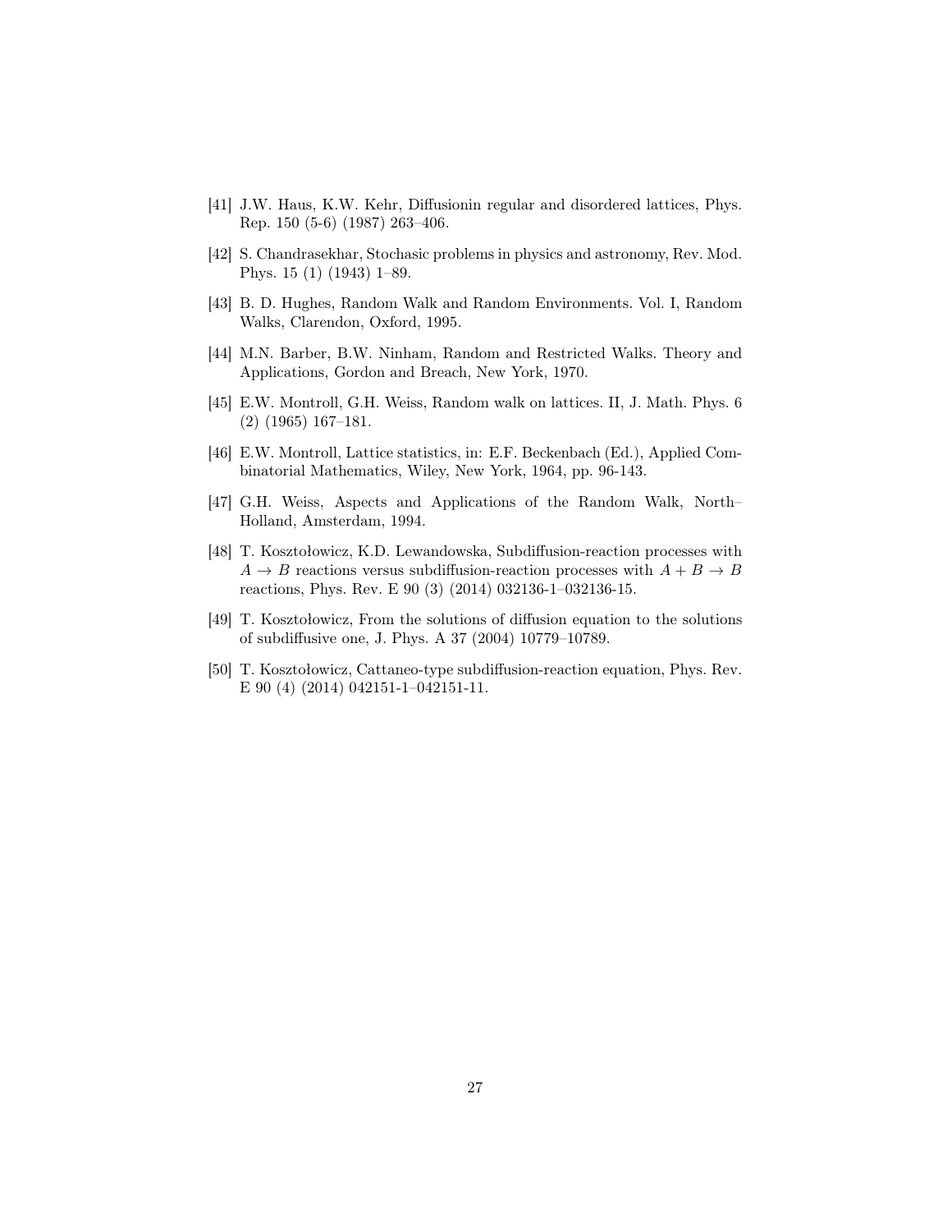[41] J.W. Haus, K.W. Kehr, Diffusionin regular and disordered lattices, Phys. Rep. 150 (5-6) (1987) 263–406.

[42] S. Chandrasekhar, Stochasic problems in physics and astronomy, Rev. Mod. Phys. 15 (1) (1943) 1–89.

[43] B. D. Hughes, Random Walk and Random Environments. Vol. I, Random Walks, Clarendon, Oxford, 1995.

[44] M.N. Barber, B.W. Ninham, Random and Restricted Walks. Theory and Applications, Gordon and Breach, New York, 1970.

[45] E.W. Montroll, G.H. Weiss, Random walk on lattices. II, J. Math. Phys. 6 (2) (1965) 167–181.

[46] E.W. Montroll, Lattice statistics, in: E.F. Beckenbach (Ed.), Applied Combinatorial Mathematics, Wiley, New York, 1964, pp. 96-143.

[47] G.H. Weiss, Aspects and Applications of the Random Walk, North–Holland, Amsterdam, 1994.

[48] T. Kosztołowicz, K.D. Lewandowska, Subdiffusion-reaction processes with $A \to B$ reactions versus subdiffusion-reaction processes with $A + B \to B$ reactions, Phys. Rev. E 90 (3) (2014) 032136-1–032136-15.

[49] T. Kosztołowicz, From the solutions of diffusion equation to the solutions of subdiffusive one, J. Phys. A 37 (2004) 10779–10789.

[50] T. Kosztołowicz, Cattaneo-type subdiffusion-reaction equation, Phys. Rev. E 90 (4) (2014) 042151-1–042151-11.